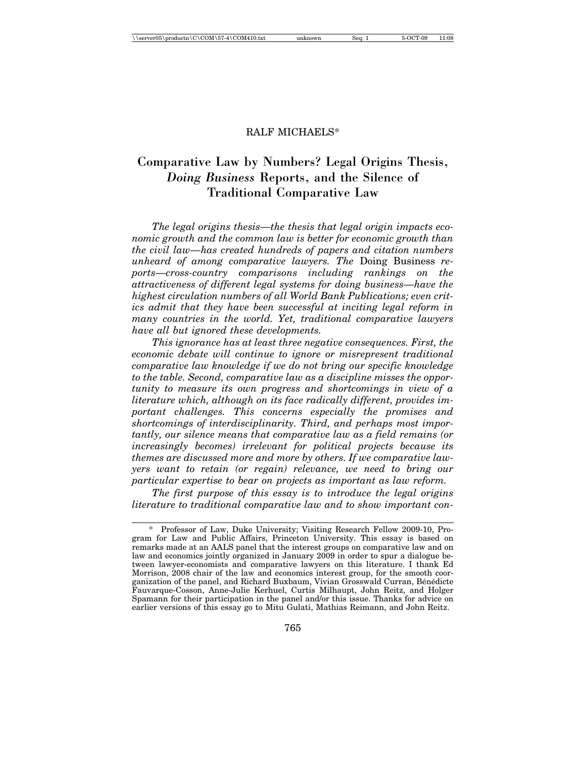RALF MICHAELS*

# Comparative Law by Numbers? Legal Origins Thesis, *Doing Business* Reports, and the Silence of Traditional Comparative Law

*The legal origins thesis—the thesis that legal origin impacts economic growth and the common law is better for economic growth than the civil law—has created hundreds of papers and citation numbers unheard of among comparative lawyers. The* Doing Business *reports—cross-country comparisons including rankings on the attractiveness of different legal systems for doing business—have the highest circulation numbers of all World Bank Publications; even critics admit that they have been successful at inciting legal reform in many countries in the world. Yet, traditional comparative lawyers have all but ignored these developments.*

*This ignorance has at least three negative consequences. First, the economic debate will continue to ignore or misrepresent traditional comparative law knowledge if we do not bring our specific knowledge to the table. Second, comparative law as a discipline misses the opportunity to measure its own progress and shortcomings in view of a literature which, although on its face radically different, provides important challenges. This concerns especially the promises and shortcomings of interdisciplinarity. Third, and perhaps most importantly, our silence means that comparative law as a field remains (or increasingly becomes) irrelevant for political projects because its themes are discussed more and more by others. If we comparative lawyers want to retain (or regain) relevance, we need to bring our particular expertise to bear on projects as important as law reform.*

*The first purpose of this essay is to introduce the legal origins literature to traditional comparative law and to show important con-*

---

\* Professor of Law, Duke University; Visiting Research Fellow 2009-10, Program for Law and Public Affairs, Princeton University. This essay is based on remarks made at an AALS panel that the interest groups on comparative law and on law and economics jointly organized in January 2009 in order to spur a dialogue between lawyer-economists and comparative lawyers on this literature. I thank Ed Morrison, 2008 chair of the law and economics interest group, for the smooth coorganization of the panel, and Richard Buxbaum, Vivian Grosswald Curran, Bénédicte Fauvarque-Cosson, Anne-Julie Kerhuel, Curtis Milhaupt, John Reitz, and Holger Spamann for their participation in the panel and/or this issue. Thanks for advice on earlier versions of this essay go to Mitu Gulati, Mathias Reimann, and John Reitz.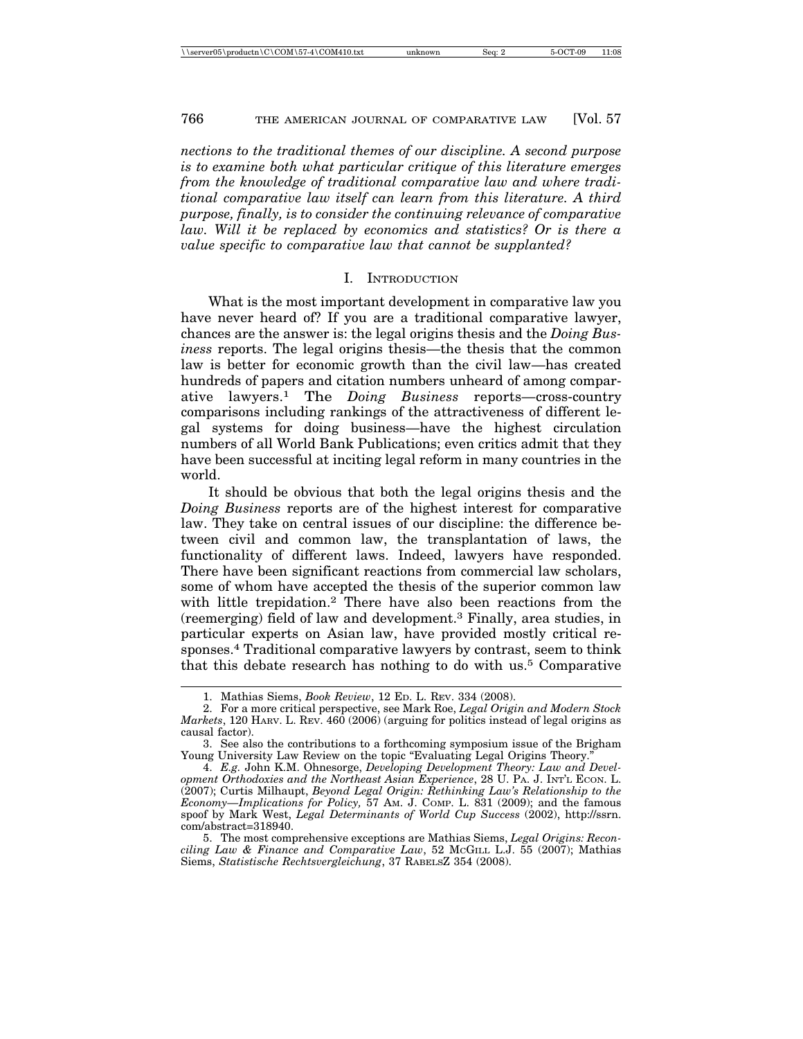*nections to the traditional themes of our discipline. A second purpose is to examine both what particular critique of this literature emerges from the knowledge of traditional comparative law and where traditional comparative law itself can learn from this literature. A third purpose, finally, is to consider the continuing relevance of comparative law. Will it be replaced by economics and statistics? Or is there a value specific to comparative law that cannot be supplanted?*

## I. INTRODUCTION

What is the most important development in comparative law you have never heard of? If you are a traditional comparative lawyer, chances are the answer is: the legal origins thesis and the *Doing Business* reports. The legal origins thesis—the thesis that the common law is better for economic growth than the civil law—has created hundreds of papers and citation numbers unheard of among comparative lawyers.[1] The *Doing Business* reports—cross-country comparisons including rankings of the attractiveness of different legal systems for doing business—have the highest circulation numbers of all World Bank Publications; even critics admit that they have been successful at inciting legal reform in many countries in the world.

It should be obvious that both the legal origins thesis and the *Doing Business* reports are of the highest interest for comparative law. They take on central issues of our discipline: the difference between civil and common law, the transplantation of laws, the functionality of different laws. Indeed, lawyers have responded. There have been significant reactions from commercial law scholars, some of whom have accepted the thesis of the superior common law with little trepidation.[2] There have also been reactions from the (reemerging) field of law and development.[3] Finally, area studies, in particular experts on Asian law, have provided mostly critical responses.[4] Traditional comparative lawyers by contrast, seem to think that this debate research has nothing to do with us.[5] Comparative

---

1. Mathias Siems, *Book Review*, 12 ED. L. REV. 334 (2008).

2. For a more critical perspective, see Mark Roe, *Legal Origin and Modern Stock Markets*, 120 HARV. L. REV. 460 (2006) (arguing for politics instead of legal origins as causal factor).

3. See also the contributions to a forthcoming symposium issue of the Brigham Young University Law Review on the topic "Evaluating Legal Origins Theory."

4. *E.g.* John K.M. Ohnesorge, *Developing Development Theory: Law and Development Orthodoxies and the Northeast Asian Experience*, 28 U. PA. J. INT'L ECON. L. (2007); Curtis Milhaupt, *Beyond Legal Origin: Rethinking Law's Relationship to the Economy—Implications for Policy,* 57 AM. J. COMP. L. 831 (2009); and the famous spoof by Mark West, *Legal Determinants of World Cup Success* (2002), http://ssrn.com/abstract=318940.

5. The most comprehensive exceptions are Mathias Siems, *Legal Origins: Reconciling Law & Finance and Comparative Law*, 52 MCGILL L.J. 55 (2007); Mathias Siems, *Statistische Rechtsvergleichung*, 37 RABELSZ 354 (2008).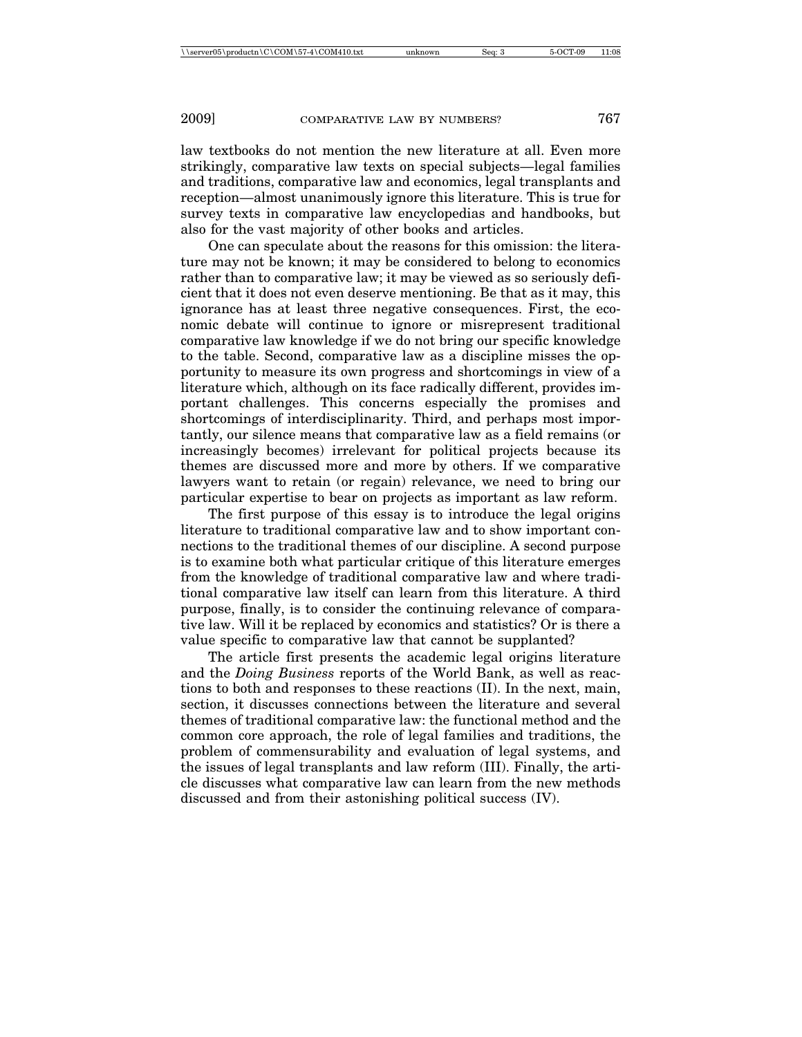law textbooks do not mention the new literature at all. Even more strikingly, comparative law texts on special subjects—legal families and traditions, comparative law and economics, legal transplants and reception—almost unanimously ignore this literature. This is true for survey texts in comparative law encyclopedias and handbooks, but also for the vast majority of other books and articles.

One can speculate about the reasons for this omission: the literature may not be known; it may be considered to belong to economics rather than to comparative law; it may be viewed as so seriously deficient that it does not even deserve mentioning. Be that as it may, this ignorance has at least three negative consequences. First, the economic debate will continue to ignore or misrepresent traditional comparative law knowledge if we do not bring our specific knowledge to the table. Second, comparative law as a discipline misses the opportunity to measure its own progress and shortcomings in view of a literature which, although on its face radically different, provides important challenges. This concerns especially the promises and shortcomings of interdisciplinarity. Third, and perhaps most importantly, our silence means that comparative law as a field remains (or increasingly becomes) irrelevant for political projects because its themes are discussed more and more by others. If we comparative lawyers want to retain (or regain) relevance, we need to bring our particular expertise to bear on projects as important as law reform.

The first purpose of this essay is to introduce the legal origins literature to traditional comparative law and to show important connections to the traditional themes of our discipline. A second purpose is to examine both what particular critique of this literature emerges from the knowledge of traditional comparative law and where traditional comparative law itself can learn from this literature. A third purpose, finally, is to consider the continuing relevance of comparative law. Will it be replaced by economics and statistics? Or is there a value specific to comparative law that cannot be supplanted?

The article first presents the academic legal origins literature and the *Doing Business* reports of the World Bank, as well as reactions to both and responses to these reactions (II). In the next, main, section, it discusses connections between the literature and several themes of traditional comparative law: the functional method and the common core approach, the role of legal families and traditions, the problem of commensurability and evaluation of legal systems, and the issues of legal transplants and law reform (III). Finally, the article discusses what comparative law can learn from the new methods discussed and from their astonishing political success (IV).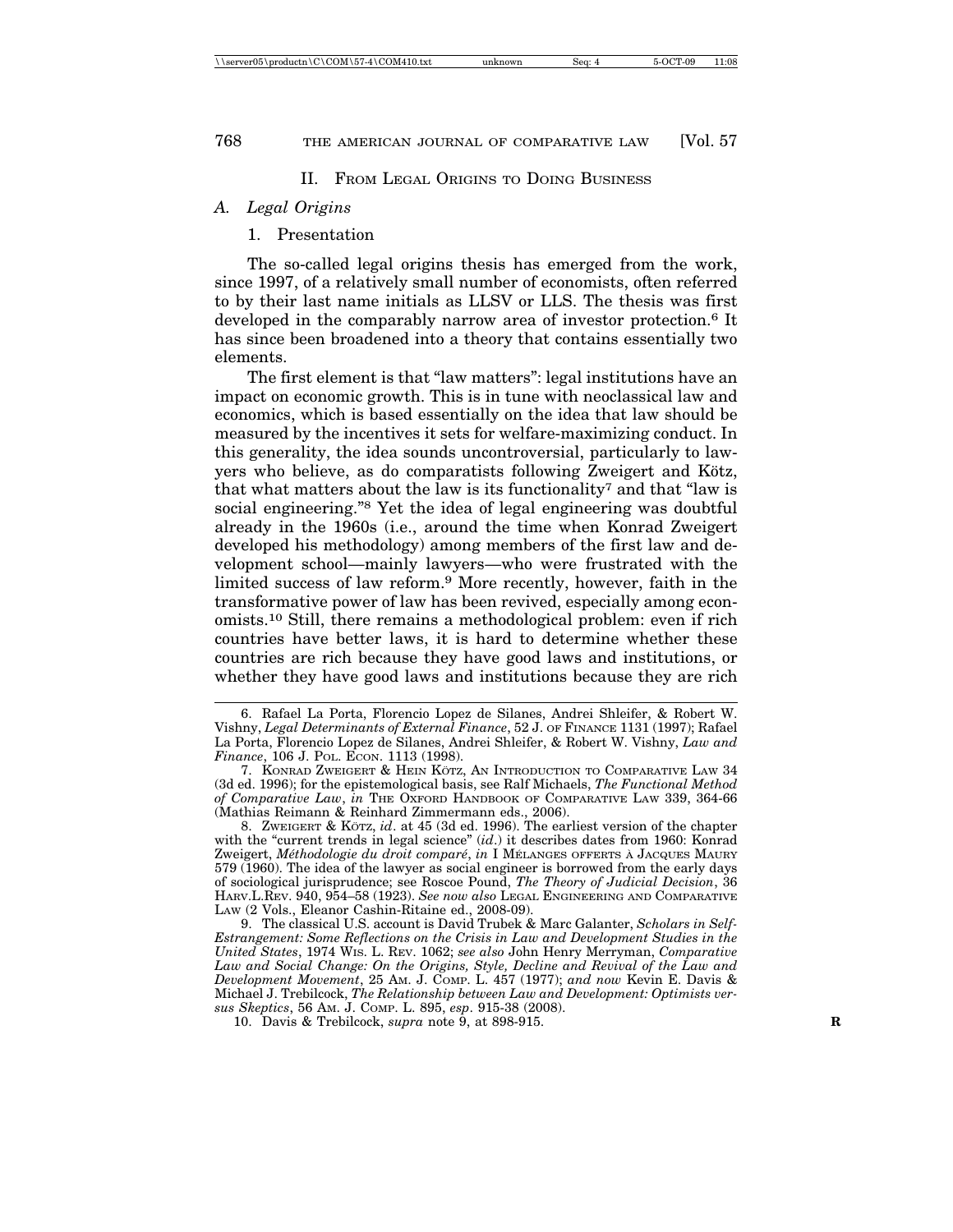## II. From Legal Origins to Doing Business

### A. Legal Origins

#### 1. Presentation

The so-called legal origins thesis has emerged from the work, since 1997, of a relatively small number of economists, often referred to by their last name initials as LLSV or LLS. The thesis was first developed in the comparably narrow area of investor protection.[6] It has since been broadened into a theory that contains essentially two elements.

The first element is that "law matters": legal institutions have an impact on economic growth. This is in tune with neoclassical law and economics, which is based essentially on the idea that law should be measured by the incentives it sets for welfare-maximizing conduct. In this generality, the idea sounds uncontroversial, particularly to lawyers who believe, as do comparatists following Zweigert and Kötz, that what matters about the law is its functionality[7] and that "law is social engineering."[8] Yet the idea of legal engineering was doubtful already in the 1960s (i.e., around the time when Konrad Zweigert developed his methodology) among members of the first law and development school—mainly lawyers—who were frustrated with the limited success of law reform.[9] More recently, however, faith in the transformative power of law has been revived, especially among economists.[10] Still, there remains a methodological problem: even if rich countries have better laws, it is hard to determine whether these countries are rich because they have good laws and institutions, or whether they have good laws and institutions because they are rich

---

6. Rafael La Porta, Florencio Lopez de Silanes, Andrei Shleifer, & Robert W. Vishny, *Legal Determinants of External Finance*, 52 J. of Finance 1131 (1997); Rafael La Porta, Florencio Lopez de Silanes, Andrei Shleifer, & Robert W. Vishny, *Law and Finance*, 106 J. Pol. Econ. 1113 (1998).

7. Konrad Zweigert & Hein Kötz, An Introduction to Comparative Law 34 (3d ed. 1996); for the epistemological basis, see Ralf Michaels, *The Functional Method of Comparative Law*, *in* The Oxford Handbook of Comparative Law 339, 364-66 (Mathias Reimann & Reinhard Zimmermann eds., 2006).

8. Zweigert & Kötz, *id*. at 45 (3d ed. 1996). The earliest version of the chapter with the "current trends in legal science" (*id*.) it describes dates from 1960: Konrad Zweigert, *Méthodologie du droit comparé*, *in* I Mélanges offerts à Jacques Maury 579 (1960). The idea of the lawyer as social engineer is borrowed from the early days of sociological jurisprudence; see Roscoe Pound, *The Theory of Judicial Decision*, 36 Harv.L.Rev. 940, 954–58 (1923). *See now also* Legal Engineering and Comparative Law (2 Vols., Eleanor Cashin-Ritaine ed., 2008-09).

9. The classical U.S. account is David Trubek & Marc Galanter, *Scholars in Self-Estrangement: Some Reflections on the Crisis in Law and Development Studies in the United States*, 1974 Wis. L. Rev. 1062; *see also* John Henry Merryman, *Comparative Law and Social Change: On the Origins, Style, Decline and Revival of the Law and Development Movement*, 25 Am. J. Comp. L. 457 (1977); *and now* Kevin E. Davis & Michael J. Trebilcock, *The Relationship between Law and Development: Optimists versus Skeptics*, 56 Am. J. Comp. L. 895, *esp*. 915-38 (2008).

10. Davis & Trebilcock, *supra* note 9, at 898-915.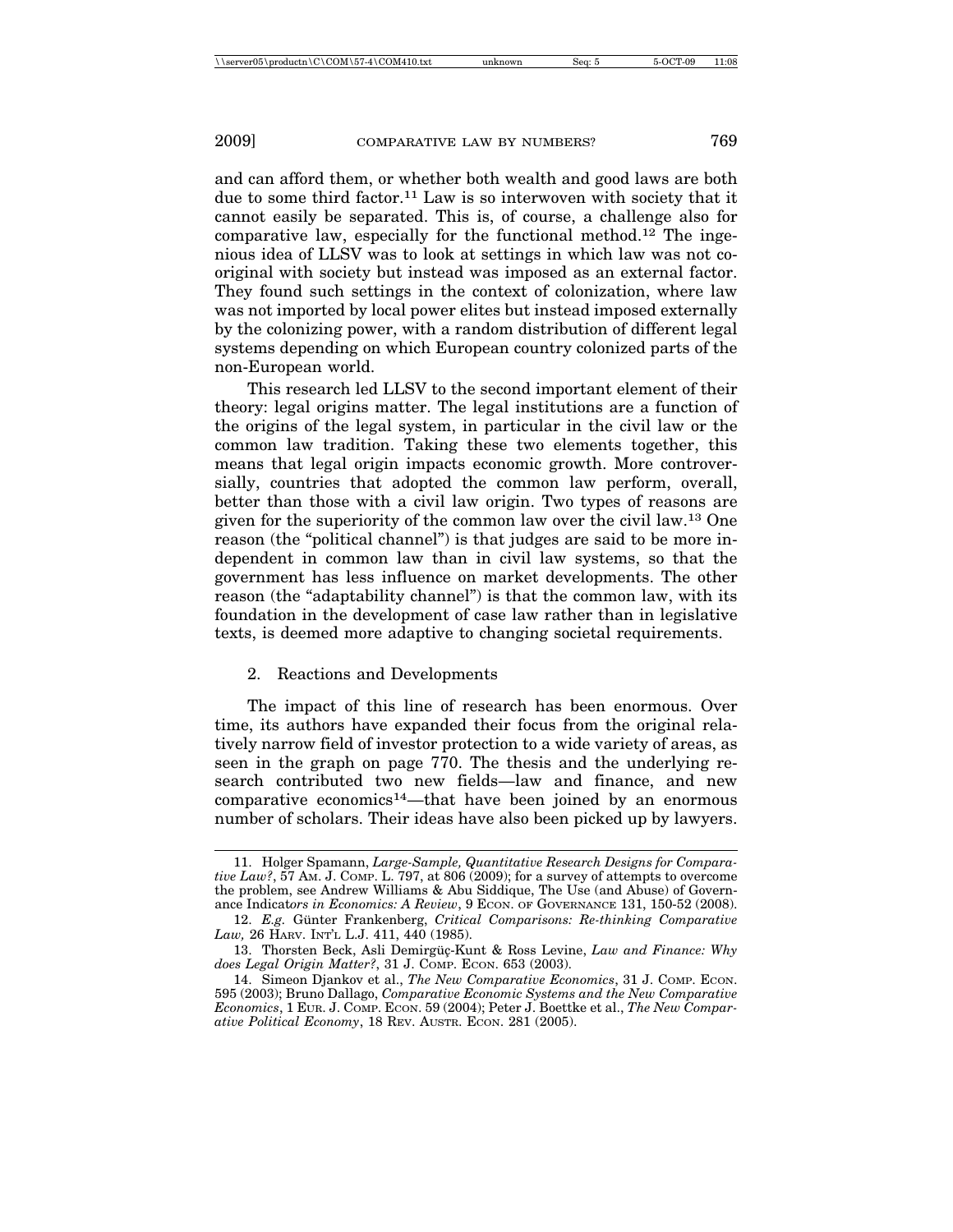and can afford them, or whether both wealth and good laws are both due to some third factor.[11] Law is so interwoven with society that it cannot easily be separated. This is, of course, a challenge also for comparative law, especially for the functional method.[12] The ingenious idea of LLSV was to look at settings in which law was not co-original with society but instead was imposed as an external factor. They found such settings in the context of colonization, where law was not imported by local power elites but instead imposed externally by the colonizing power, with a random distribution of different legal systems depending on which European country colonized parts of the non-European world.

This research led LLSV to the second important element of their theory: legal origins matter. The legal institutions are a function of the origins of the legal system, in particular in the civil law or the common law tradition. Taking these two elements together, this means that legal origin impacts economic growth. More controversially, countries that adopted the common law perform, overall, better than those with a civil law origin. Two types of reasons are given for the superiority of the common law over the civil law.[13] One reason (the "political channel") is that judges are said to be more independent in common law than in civil law systems, so that the government has less influence on market developments. The other reason (the "adaptability channel") is that the common law, with its foundation in the development of case law rather than in legislative texts, is deemed more adaptive to changing societal requirements.

### 2. Reactions and Developments

The impact of this line of research has been enormous. Over time, its authors have expanded their focus from the original relatively narrow field of investor protection to a wide variety of areas, as seen in the graph on page 770. The thesis and the underlying research contributed two new fields—law and finance, and new comparative economics[14]—that have been joined by an enormous number of scholars. Their ideas have also been picked up by lawyers.

---

11. Holger Spamann, *Large-Sample, Quantitative Research Designs for Comparative Law?*, 57 AM. J. COMP. L. 797, at 806 (2009); for a survey of attempts to overcome the problem, see Andrew Williams & Abu Siddique, The Use (and Abuse) of Governance Indicat*ors in Economics: A Review*, 9 ECON. OF GOVERNANCE 131, 150-52 (2008).

12. *E.g.* Günter Frankenberg, *Critical Comparisons: Re-thinking Comparative Law,* 26 HARV. INT'L L.J. 411, 440 (1985).

13. Thorsten Beck, Asli Demirgüç-Kunt & Ross Levine, *Law and Finance: Why does Legal Origin Matter?*, 31 J. COMP. ECON. 653 (2003).

14. Simeon Djankov et al., *The New Comparative Economics*, 31 J. COMP. ECON. 595 (2003); Bruno Dallago, *Comparative Economic Systems and the New Comparative Economics*, 1 EUR. J. COMP. ECON. 59 (2004); Peter J. Boettke et al., *The New Comparative Political Economy*, 18 REV. AUSTR. ECON. 281 (2005).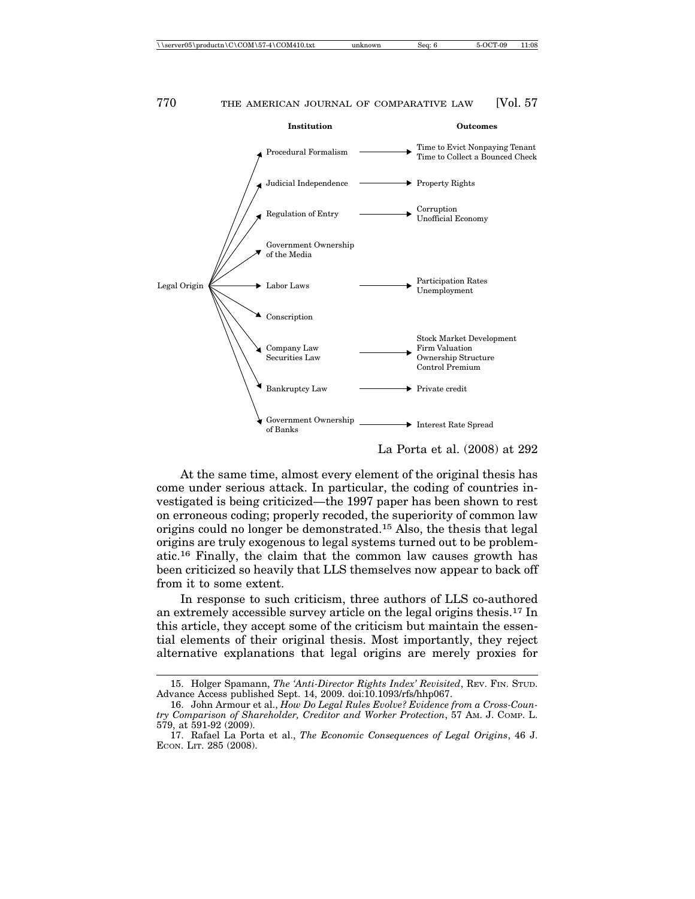| | Institution | | Outcomes |
|---|---|---|---|
| Legal Origin → | Procedural Formalism | → | Time to Evict Nonpaying Tenant<br>Time to Collect a Bounced Check |
| Legal Origin → | Judicial Independence | → | Property Rights |
| Legal Origin → | Regulation of Entry | → | Corruption<br>Unofficial Economy |
| Legal Origin → | Government Ownership of the Media | | |
| Legal Origin → | Labor Laws | → | Participation Rates<br>Unemployment |
| Legal Origin → | Conscription | | |
| Legal Origin → | Company Law<br>Securities Law | → | Stock Market Development<br>Firm Valuation<br>Ownership Structure<br>Control Premium |
| Legal Origin → | Bankruptcy Law | → | Private credit |
| Legal Origin → | Government Ownership of Banks | → | Interest Rate Spread |

La Porta et al. (2008) at 292

At the same time, almost every element of the original thesis has come under serious attack. In particular, the coding of countries investigated is being criticized—the 1997 paper has been shown to rest on erroneous coding; properly recoded, the superiority of common law origins could no longer be demonstrated.[15] Also, the thesis that legal origins are truly exogenous to legal systems turned out to be problematic.[16] Finally, the claim that the common law causes growth has been criticized so heavily that LLS themselves now appear to back off from it to some extent.

In response to such criticism, three authors of LLS co-authored an extremely accessible survey article on the legal origins thesis.[17] In this article, they accept some of the criticism but maintain the essential elements of their original thesis. Most importantly, they reject alternative explanations that legal origins are merely proxies for

---

15. Holger Spamann, *The 'Anti-Director Rights Index' Revisited*, REV. FIN. STUD. Advance Access published Sept. 14, 2009. doi:10.1093/rfs/hhp067.

16. John Armour et al., *How Do Legal Rules Evolve? Evidence from a Cross-Country Comparison of Shareholder, Creditor and Worker Protection*, 57 AM. J. COMP. L. 579, at 591-92 (2009).

17. Rafael La Porta et al., *The Economic Consequences of Legal Origins*, 46 J. ECON. LIT. 285 (2008).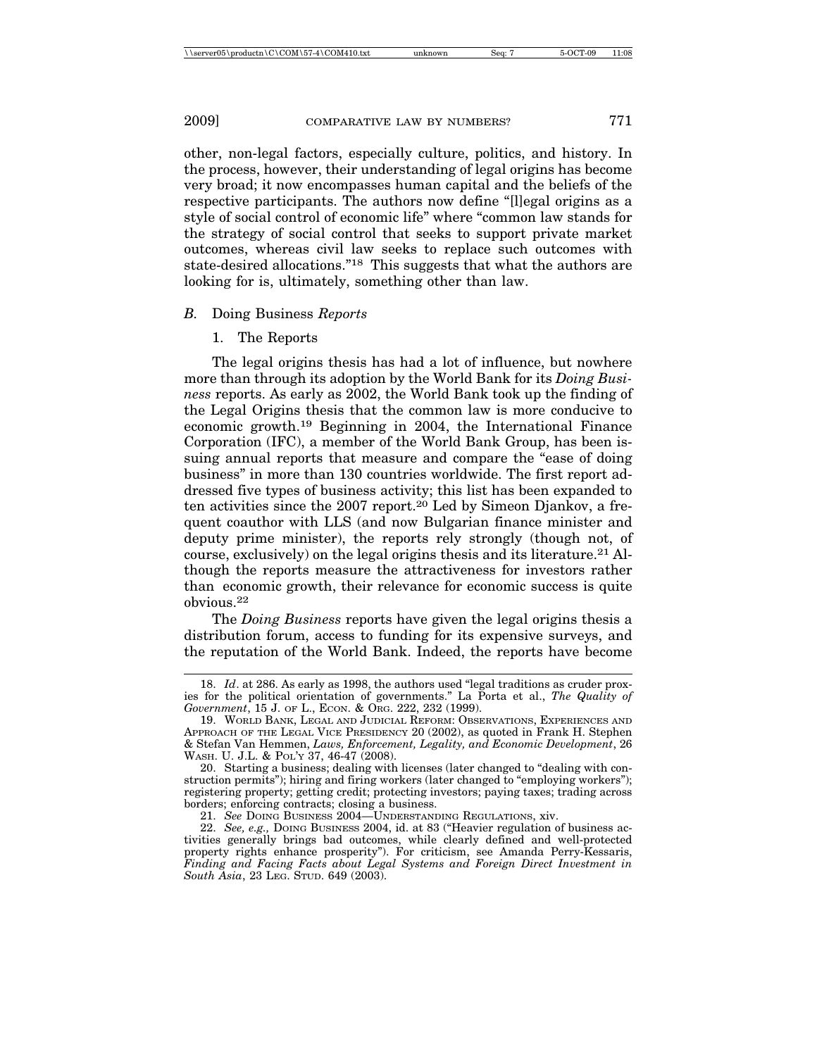other, non-legal factors, especially culture, politics, and history. In the process, however, their understanding of legal origins has become very broad; it now encompasses human capital and the beliefs of the respective participants. The authors now define "[l]egal origins as a style of social control of economic life" where "common law stands for the strategy of social control that seeks to support private market outcomes, whereas civil law seeks to replace such outcomes with state-desired allocations."[18] This suggests that what the authors are looking for is, ultimately, something other than law.

### *B.* Doing Business *Reports*

#### 1. The Reports

The legal origins thesis has had a lot of influence, but nowhere more than through its adoption by the World Bank for its *Doing Business* reports. As early as 2002, the World Bank took up the finding of the Legal Origins thesis that the common law is more conducive to economic growth.[19] Beginning in 2004, the International Finance Corporation (IFC), a member of the World Bank Group, has been issuing annual reports that measure and compare the "ease of doing business" in more than 130 countries worldwide. The first report addressed five types of business activity; this list has been expanded to ten activities since the 2007 report.[20] Led by Simeon Djankov, a frequent coauthor with LLS (and now Bulgarian finance minister and deputy prime minister), the reports rely strongly (though not, of course, exclusively) on the legal origins thesis and its literature.[21] Although the reports measure the attractiveness for investors rather than economic growth, their relevance for economic success is quite obvious.[22]

The *Doing Business* reports have given the legal origins thesis a distribution forum, access to funding for its expensive surveys, and the reputation of the World Bank. Indeed, the reports have become

---

18. *Id*. at 286. As early as 1998, the authors used "legal traditions as cruder proxies for the political orientation of governments." La Porta et al., *The Quality of Government*, 15 J. OF L., ECON. & ORG. 222, 232 (1999).

19. WORLD BANK, LEGAL AND JUDICIAL REFORM: OBSERVATIONS, EXPERIENCES AND APPROACH OF THE LEGAL VICE PRESIDENCY 20 (2002), as quoted in Frank H. Stephen & Stefan Van Hemmen, *Laws, Enforcement, Legality, and Economic Development*, 26 WASH. U. J.L. & POL'Y 37, 46-47 (2008).

20. Starting a business; dealing with licenses (later changed to "dealing with construction permits"); hiring and firing workers (later changed to "employing workers"); registering property; getting credit; protecting investors; paying taxes; trading across borders; enforcing contracts; closing a business.

21. *See* DOING BUSINESS 2004—UNDERSTANDING REGULATIONS, xiv.

22. *See, e.g.,* DOING BUSINESS 2004, id. at 83 ("Heavier regulation of business activities generally brings bad outcomes, while clearly defined and well-protected property rights enhance prosperity"). For criticism, see Amanda Perry-Kessaris, *Finding and Facing Facts about Legal Systems and Foreign Direct Investment in South Asia*, 23 LEG. STUD. 649 (2003).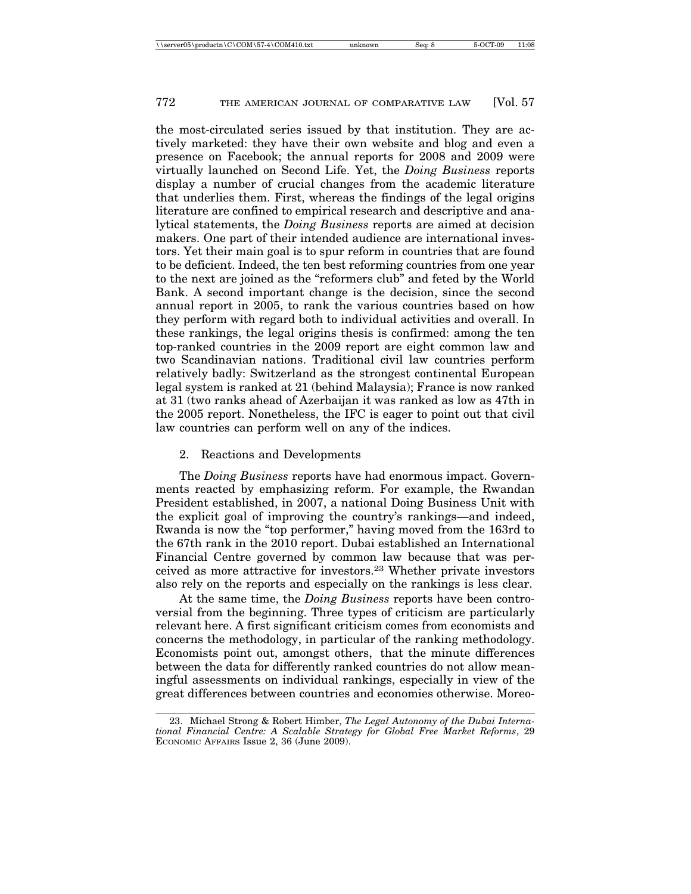the most-circulated series issued by that institution. They are actively marketed: they have their own website and blog and even a presence on Facebook; the annual reports for 2008 and 2009 were virtually launched on Second Life. Yet, the *Doing Business* reports display a number of crucial changes from the academic literature that underlies them. First, whereas the findings of the legal origins literature are confined to empirical research and descriptive and analytical statements, the *Doing Business* reports are aimed at decision makers. One part of their intended audience are international investors. Yet their main goal is to spur reform in countries that are found to be deficient. Indeed, the ten best reforming countries from one year to the next are joined as the "reformers club" and feted by the World Bank. A second important change is the decision, since the second annual report in 2005, to rank the various countries based on how they perform with regard both to individual activities and overall. In these rankings, the legal origins thesis is confirmed: among the ten top-ranked countries in the 2009 report are eight common law and two Scandinavian nations. Traditional civil law countries perform relatively badly: Switzerland as the strongest continental European legal system is ranked at 21 (behind Malaysia); France is now ranked at 31 (two ranks ahead of Azerbaijan it was ranked as low as 47th in the 2005 report. Nonetheless, the IFC is eager to point out that civil law countries can perform well on any of the indices.

### 2. Reactions and Developments

The *Doing Business* reports have had enormous impact. Governments reacted by emphasizing reform. For example, the Rwandan President established, in 2007, a national Doing Business Unit with the explicit goal of improving the country's rankings—and indeed, Rwanda is now the "top performer," having moved from the 163rd to the 67th rank in the 2010 report. Dubai established an International Financial Centre governed by common law because that was perceived as more attractive for investors.[23] Whether private investors also rely on the reports and especially on the rankings is less clear.

At the same time, the *Doing Business* reports have been controversial from the beginning. Three types of criticism are particularly relevant here. A first significant criticism comes from economists and concerns the methodology, in particular of the ranking methodology. Economists point out, amongst others, that the minute differences between the data for differently ranked countries do not allow meaningful assessments on individual rankings, especially in view of the great differences between countries and economies otherwise. Moreo-

---

23. Michael Strong & Robert Himber, *The Legal Autonomy of the Dubai International Financial Centre: A Scalable Strategy for Global Free Market Reforms*, 29 ECONOMIC AFFAIRS Issue 2, 36 (June 2009).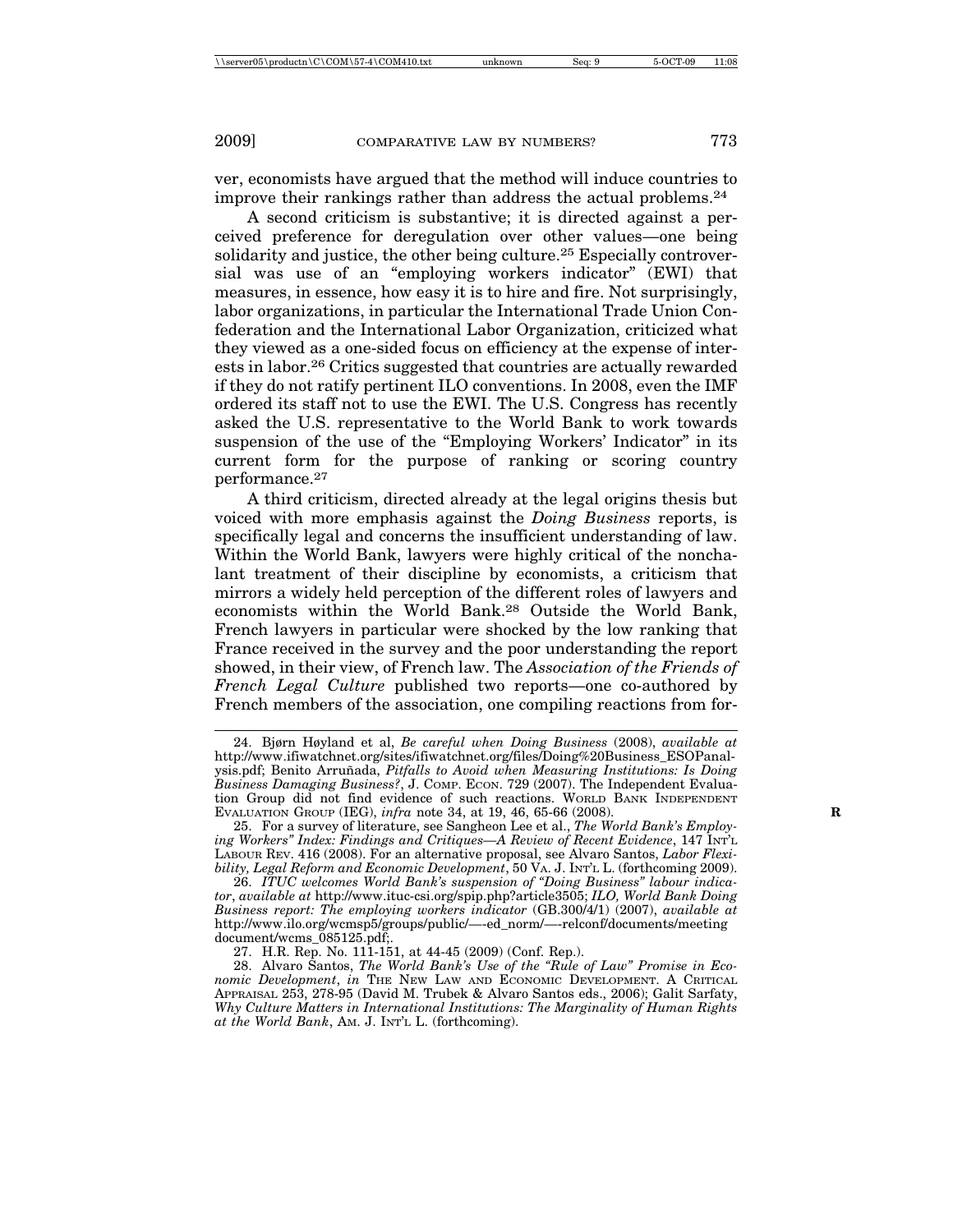ver, economists have argued that the method will induce countries to improve their rankings rather than address the actual problems.[24]

A second criticism is substantive; it is directed against a perceived preference for deregulation over other values—one being solidarity and justice, the other being culture.[25] Especially controversial was use of an "employing workers indicator" (EWI) that measures, in essence, how easy it is to hire and fire. Not surprisingly, labor organizations, in particular the International Trade Union Confederation and the International Labor Organization, criticized what they viewed as a one-sided focus on efficiency at the expense of interests in labor.[26] Critics suggested that countries are actually rewarded if they do not ratify pertinent ILO conventions. In 2008, even the IMF ordered its staff not to use the EWI. The U.S. Congress has recently asked the U.S. representative to the World Bank to work towards suspension of the use of the "Employing Workers' Indicator" in its current form for the purpose of ranking or scoring country performance.[27]

A third criticism, directed already at the legal origins thesis but voiced with more emphasis against the *Doing Business* reports, is specifically legal and concerns the insufficient understanding of law. Within the World Bank, lawyers were highly critical of the nonchalant treatment of their discipline by economists, a criticism that mirrors a widely held perception of the different roles of lawyers and economists within the World Bank.[28] Outside the World Bank, French lawyers in particular were shocked by the low ranking that France received in the survey and the poor understanding the report showed, in their view, of French law. The *Association of the Friends of French Legal Culture* published two reports—one co-authored by French members of the association, one compiling reactions from for-

---

24. Bjørn Høyland et al, *Be careful when Doing Business* (2008), *available at* http://www.ifiwatchnet.org/sites/ifiwatchnet.org/files/Doing%20Business_ESOPanalysis.pdf; Benito Arruñada, *Pitfalls to Avoid when Measuring Institutions: Is Doing Business Damaging Business?*, J. COMP. ECON. 729 (2007). The Independent Evaluation Group did not find evidence of such reactions. WORLD BANK INDEPENDENT EVALUATION GROUP (IEG), *infra* note 34, at 19, 46, 65-66 (2008).

25. For a survey of literature, see Sangheon Lee et al., *The World Bank's Employing Workers" Index: Findings and Critiques—A Review of Recent Evidence*, 147 INT'L LABOUR REV. 416 (2008). For an alternative proposal, see Alvaro Santos, *Labor Flexibility, Legal Reform and Economic Development*, 50 VA. J. INT'L L. (forthcoming 2009).

26. *ITUC welcomes World Bank's suspension of "Doing Business" labour indicator*, *available at* http://www.ituc-csi.org/spip.php?article3505; *ILO, World Bank Doing Business report: The employing workers indicator* (GB.300/4/1) (2007), *available at* http://www.ilo.org/wcmsp5/groups/public/—-ed_norm/—-relconf/documents/meeting document/wcms_085125.pdf;.

27. H.R. Rep. No. 111-151, at 44-45 (2009) (Conf. Rep.).

28. Alvaro Santos, *The World Bank's Use of the "Rule of Law" Promise in Economic Development*, *in* THE NEW LAW AND ECONOMIC DEVELOPMENT. A CRITICAL APPRAISAL 253, 278-95 (David M. Trubek & Alvaro Santos eds., 2006); Galit Sarfaty, *Why Culture Matters in International Institutions: The Marginality of Human Rights at the World Bank*, AM. J. INT'L L. (forthcoming).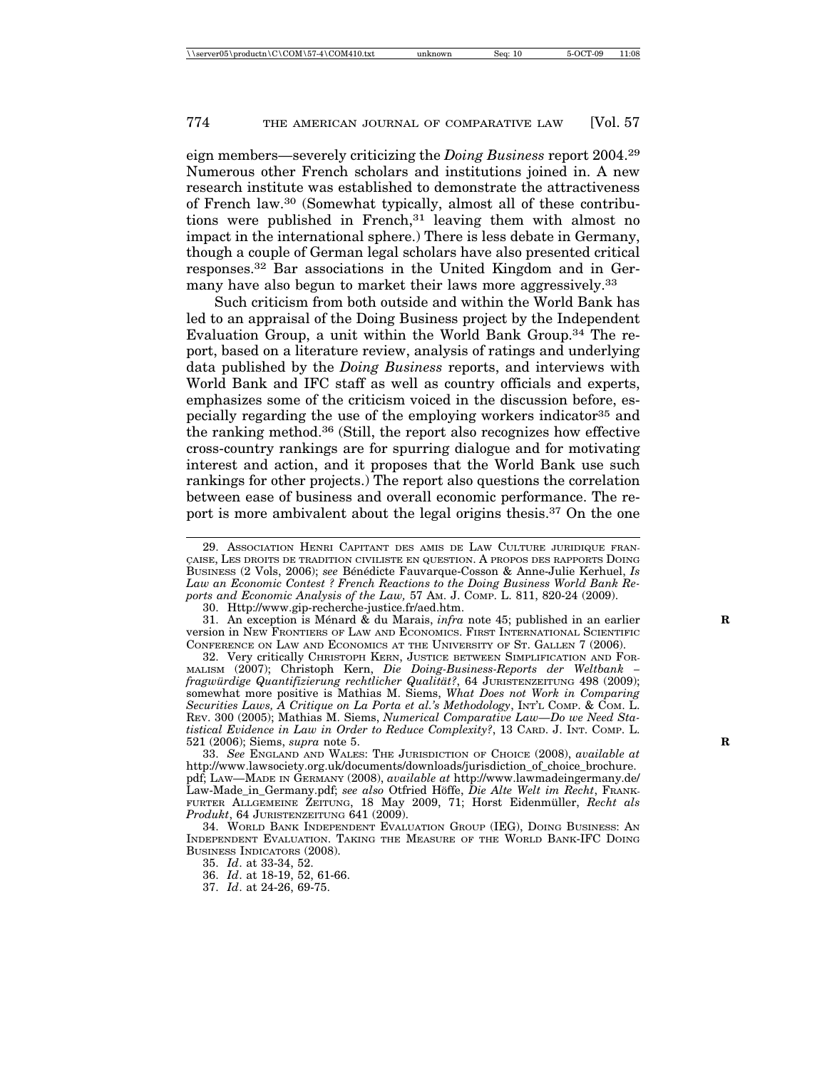eign members—severely criticizing the *Doing Business* report 2004.[29] Numerous other French scholars and institutions joined in. A new research institute was established to demonstrate the attractiveness of French law.[30] (Somewhat typically, almost all of these contributions were published in French,[31] leaving them with almost no impact in the international sphere.) There is less debate in Germany, though a couple of German legal scholars have also presented critical responses.[32] Bar associations in the United Kingdom and in Germany have also begun to market their laws more aggressively.[33]

Such criticism from both outside and within the World Bank has led to an appraisal of the Doing Business project by the Independent Evaluation Group, a unit within the World Bank Group.[34] The report, based on a literature review, analysis of ratings and underlying data published by the *Doing Business* reports, and interviews with World Bank and IFC staff as well as country officials and experts, emphasizes some of the criticism voiced in the discussion before, especially regarding the use of the employing workers indicator[35] and the ranking method.[36] (Still, the report also recognizes how effective cross-country rankings are for spurring dialogue and for motivating interest and action, and it proposes that the World Bank use such rankings for other projects.) The report also questions the correlation between ease of business and overall economic performance. The report is more ambivalent about the legal origins thesis.[37] On the one

---

29. Association Henri Capitant des amis de Law Culture juridique française, Les droits de tradition civiliste en question. A propos des rapports Doing Business (2 Vols, 2006); *see* Bénédicte Fauvarque-Cosson & Anne-Julie Kerhuel, *Is Law an Economic Contest ? French Reactions to the Doing Business World Bank Reports and Economic Analysis of the Law,* 57 Am. J. Comp. L. 811, 820-24 (2009).

30. Http://www.gip-recherche-justice.fr/aed.htm.

31. An exception is Ménard & du Marais, *infra* note 45; published in an earlier version in New Frontiers of Law and Economics. First International Scientific Conference on Law and Economics at the University of St. Gallen 7 (2006).

32. Very critically Christoph Kern, Justice between Simplification and Formalism (2007); Christoph Kern, *Die Doing-Business-Reports der Weltbank – fragwürdige Quantifizierung rechtlicher Qualität?*, 64 Juristenzeitung 498 (2009); somewhat more positive is Mathias M. Siems, *What Does not Work in Comparing Securities Laws, A Critique on La Porta et al.'s Methodology*, Int'l Comp. & Com. L. Rev. 300 (2005); Mathias M. Siems, *Numerical Comparative Law—Do we Need Statistical Evidence in Law in Order to Reduce Complexity?*, 13 Card. J. Int. Comp. L. 521 (2006); Siems, *supra* note 5.

33. *See* England and Wales: The Jurisdiction of Choice (2008), *available at* http://www.lawsociety.org.uk/documents/downloads/jurisdiction_of_choice_brochure.pdf; Law—Made in Germany (2008), *available at* http://www.lawmadeingermany.de/Law-Made_in_Germany.pdf; *see also* Otfried Höffe, *Die Alte Welt im Recht*, Frankfurter Allgemeine Zeitung, 18 May 2009, 71; Horst Eidenmüller, *Recht als Produkt*, 64 Juristenzeitung 641 (2009).

34. World Bank Independent Evaluation Group (IEG), Doing Business: An Independent Evaluation. Taking the Measure of the World Bank-IFC Doing Business Indicators (2008).

35. *Id*. at 33-34, 52.

36. *Id*. at 18-19, 52, 61-66.

37. *Id*. at 24-26, 69-75.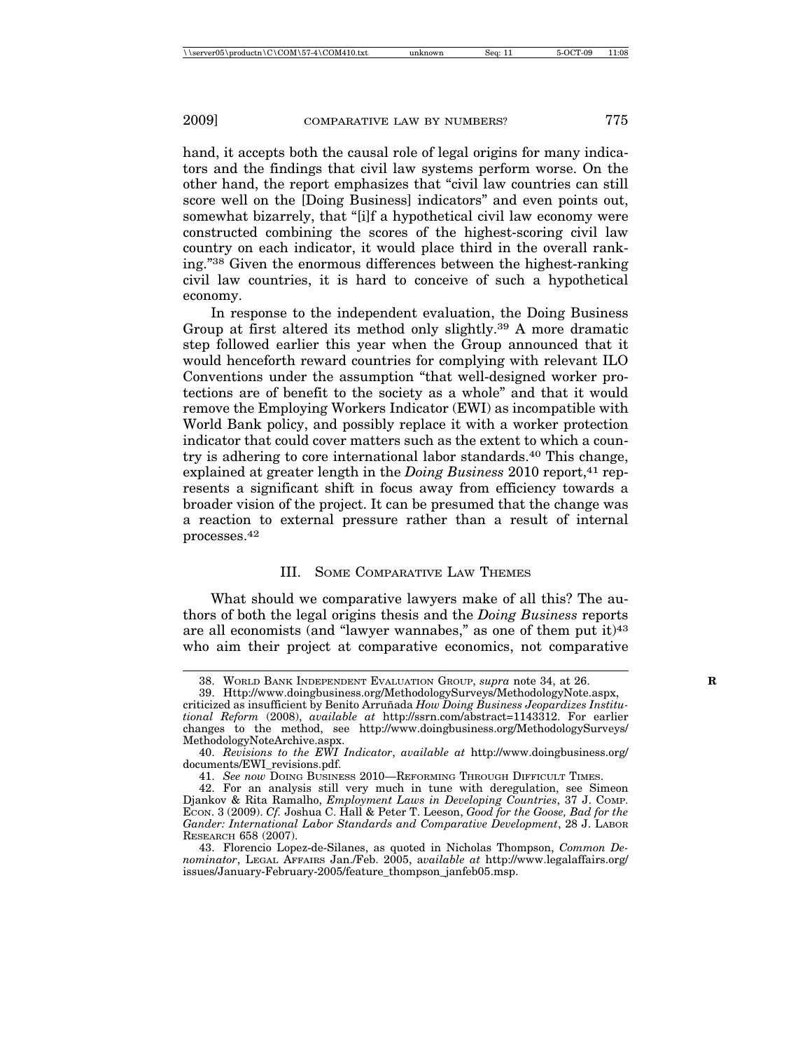hand, it accepts both the causal role of legal origins for many indicators and the findings that civil law systems perform worse. On the other hand, the report emphasizes that "civil law countries can still score well on the [Doing Business] indicators" and even points out, somewhat bizarrely, that "[i]f a hypothetical civil law economy were constructed combining the scores of the highest-scoring civil law country on each indicator, it would place third in the overall ranking."[38] Given the enormous differences between the highest-ranking civil law countries, it is hard to conceive of such a hypothetical economy.

In response to the independent evaluation, the Doing Business Group at first altered its method only slightly.[39] A more dramatic step followed earlier this year when the Group announced that it would henceforth reward countries for complying with relevant ILO Conventions under the assumption "that well-designed worker protections are of benefit to the society as a whole" and that it would remove the Employing Workers Indicator (EWI) as incompatible with World Bank policy, and possibly replace it with a worker protection indicator that could cover matters such as the extent to which a country is adhering to core international labor standards.[40] This change, explained at greater length in the *Doing Business* 2010 report,[41] represents a significant shift in focus away from efficiency towards a broader vision of the project. It can be presumed that the change was a reaction to external pressure rather than a result of internal processes.[42]

## III. Some Comparative Law Themes

What should we comparative lawyers make of all this? The authors of both the legal origins thesis and the *Doing Business* reports are all economists (and "lawyer wannabes," as one of them put it)[43] who aim their project at comparative economics, not comparative

---

38. World Bank Independent Evaluation Group, *supra* note 34, at 26.

39. Http://www.doingbusiness.org/MethodologySurveys/MethodologyNote.aspx, criticized as insufficient by Benito Arruñada *How Doing Business Jeopardizes Institutional Reform* (2008), *available at* http://ssrn.com/abstract=1143312. For earlier changes to the method, see http://www.doingbusiness.org/MethodologySurveys/MethodologyNoteArchive.aspx.

40. *Revisions to the EWI Indicator*, *available at* http://www.doingbusiness.org/documents/EWI_revisions.pdf.

41. *See now* Doing Business 2010—Reforming Through Difficult Times.

42. For an analysis still very much in tune with deregulation, see Simeon Djankov & Rita Ramalho, *Employment Laws in Developing Countries*, 37 J. Comp. Econ. 3 (2009). *Cf.* Joshua C. Hall & Peter T. Leeson, *Good for the Goose, Bad for the Gander: International Labor Standards and Comparative Development*, 28 J. Labor Research 658 (2007).

43. Florencio Lopez-de-Silanes, as quoted in Nicholas Thompson, *Common Denominator*, Legal Affairs Jan./Feb. 2005, *available at* http://www.legalaffairs.org/issues/January-February-2005/feature_thompson_janfeb05.msp.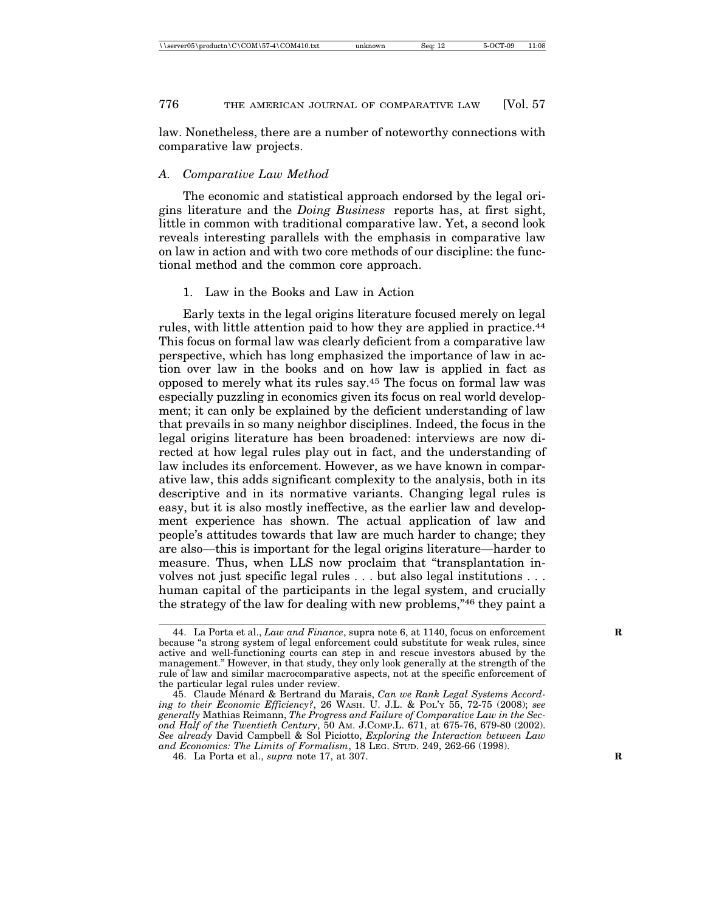law. Nonetheless, there are a number of noteworthy connections with comparative law projects.

### A. *Comparative Law Method*

The economic and statistical approach endorsed by the legal origins literature and the *Doing Business* reports has, at first sight, little in common with traditional comparative law. Yet, a second look reveals interesting parallels with the emphasis in comparative law on law in action and with two core methods of our discipline: the functional method and the common core approach.

#### 1. Law in the Books and Law in Action

Early texts in the legal origins literature focused merely on legal rules, with little attention paid to how they are applied in practice.[44] This focus on formal law was clearly deficient from a comparative law perspective, which has long emphasized the importance of law in action over law in the books and on how law is applied in fact as opposed to merely what its rules say.[45] The focus on formal law was especially puzzling in economics given its focus on real world development; it can only be explained by the deficient understanding of law that prevails in so many neighbor disciplines. Indeed, the focus in the legal origins literature has been broadened: interviews are now directed at how legal rules play out in fact, and the understanding of law includes its enforcement. However, as we have known in comparative law, this adds significant complexity to the analysis, both in its descriptive and in its normative variants. Changing legal rules is easy, but it is also mostly ineffective, as the earlier law and development experience has shown. The actual application of law and people's attitudes towards that law are much harder to change; they are also—this is important for the legal origins literature—harder to measure. Thus, when LLS now proclaim that "transplantation involves not just specific legal rules . . . but also legal institutions . . . human capital of the participants in the legal system, and crucially the strategy of the law for dealing with new problems,"[46] they paint a

---

44. La Porta et al., *Law and Finance*, supra note 6, at 1140, focus on enforcement because "a strong system of legal enforcement could substitute for weak rules, since active and well-functioning courts can step in and rescue investors abused by the management." However, in that study, they only look generally at the strength of the rule of law and similar macrocomparative aspects, not at the specific enforcement of the particular legal rules under review.

45. Claude Ménard & Bertrand du Marais, *Can we Rank Legal Systems According to their Economic Efficiency?*, 26 Wash. U. J.L. & Pol'y 55, 72-75 (2008); *see generally* Mathias Reimann, *The Progress and Failure of Comparative Law in the Second Half of the Twentieth Century*, 50 Am. J.Comp.L. 671, at 675-76, 679-80 (2002). *See already* David Campbell & Sol Picciotto, *Exploring the Interaction between Law and Economics: The Limits of Formalism*, 18 Leg. Stud. 249, 262-66 (1998).

46. La Porta et al., *supra* note 17, at 307.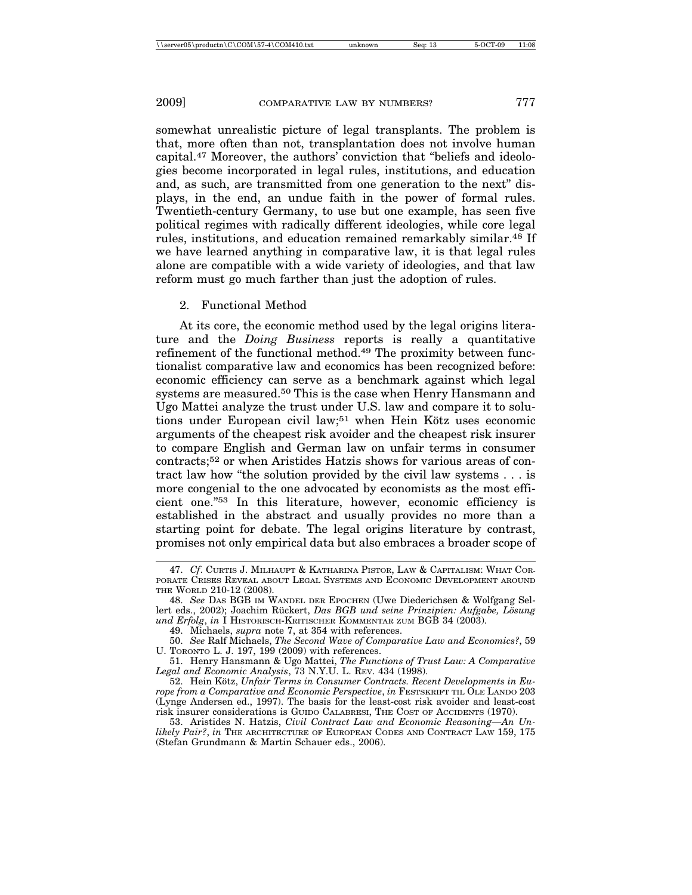somewhat unrealistic picture of legal transplants. The problem is that, more often than not, transplantation does not involve human capital.[47] Moreover, the authors' conviction that "beliefs and ideologies become incorporated in legal rules, institutions, and education and, as such, are transmitted from one generation to the next" displays, in the end, an undue faith in the power of formal rules. Twentieth-century Germany, to use but one example, has seen five political regimes with radically different ideologies, while core legal rules, institutions, and education remained remarkably similar.[48] If we have learned anything in comparative law, it is that legal rules alone are compatible with a wide variety of ideologies, and that law reform must go much farther than just the adoption of rules.

### 2. Functional Method

At its core, the economic method used by the legal origins literature and the *Doing Business* reports is really a quantitative refinement of the functional method.[49] The proximity between functionalist comparative law and economics has been recognized before: economic efficiency can serve as a benchmark against which legal systems are measured.[50] This is the case when Henry Hansmann and Ugo Mattei analyze the trust under U.S. law and compare it to solutions under European civil law;[51] when Hein Kötz uses economic arguments of the cheapest risk avoider and the cheapest risk insurer to compare English and German law on unfair terms in consumer contracts;[52] or when Aristides Hatzis shows for various areas of contract law how "the solution provided by the civil law systems . . . is more congenial to the one advocated by economists as the most efficient one."[53] In this literature, however, economic efficiency is established in the abstract and usually provides no more than a starting point for debate. The legal origins literature by contrast, promises not only empirical data but also embraces a broader scope of

---

47. *Cf*. CURTIS J. MILHAUPT & KATHARINA PISTOR, LAW & CAPITALISM: WHAT CORPORATE CRISES REVEAL ABOUT LEGAL SYSTEMS AND ECONOMIC DEVELOPMENT AROUND THE WORLD 210-12 (2008).

48. *See* DAS BGB IM WANDEL DER EPOCHEN (Uwe Diederichsen & Wolfgang Sellert eds., 2002); Joachim Rückert, *Das BGB und seine Prinzipien: Aufgabe, Lösung und Erfolg*, *in* I HISTORISCH-KRITISCHER KOMMENTAR ZUM BGB 34 (2003).

49. Michaels, *supra* note 7, at 354 with references.

50. *See* Ralf Michaels, *The Second Wave of Comparative Law and Economics?*, 59 U. TORONTO L. J. 197, 199 (2009) with references.

51. Henry Hansmann & Ugo Mattei, *The Functions of Trust Law: A Comparative Legal and Economic Analysis*, 73 N.Y.U. L. REV. 434 (1998).

52. Hein Kötz, *Unfair Terms in Consumer Contracts. Recent Developments in Europe from a Comparative and Economic Perspective*, *in* FESTSKRIFT TIL OLE LANDO 203 (Lynge Andersen ed., 1997). The basis for the least-cost risk avoider and least-cost risk insurer considerations is GUIDO CALABRESI, THE COST OF ACCIDENTS (1970).

53. Aristides N. Hatzis, *Civil Contract Law and Economic Reasoning—An Unlikely Pair?*, *in* THE ARCHITECTURE OF EUROPEAN CODES AND CONTRACT LAW 159, 175 (Stefan Grundmann & Martin Schauer eds., 2006).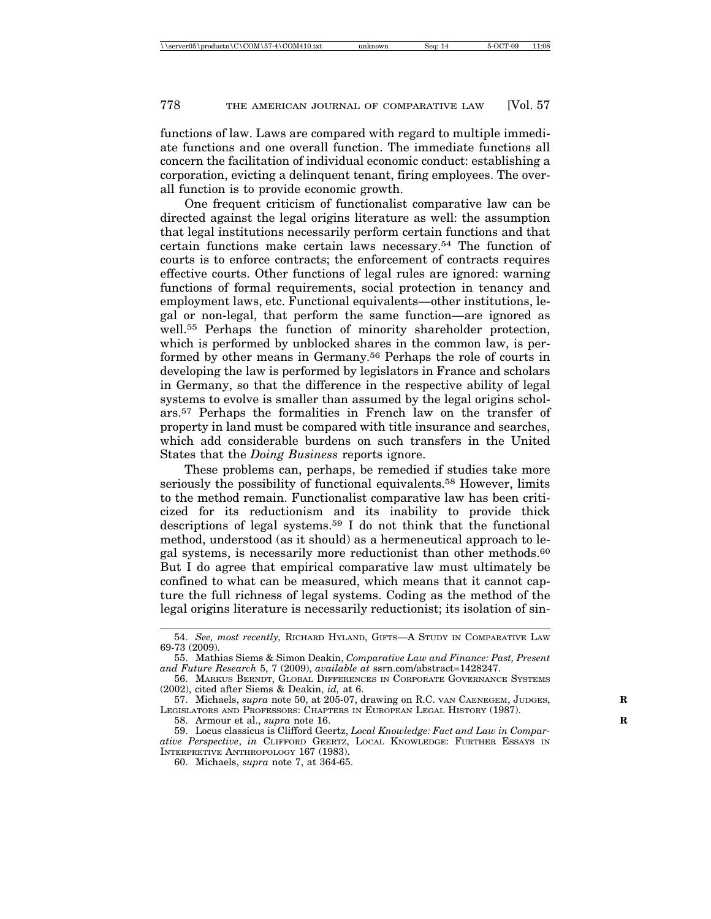functions of law. Laws are compared with regard to multiple immediate functions and one overall function. The immediate functions all concern the facilitation of individual economic conduct: establishing a corporation, evicting a delinquent tenant, firing employees. The overall function is to provide economic growth.

One frequent criticism of functionalist comparative law can be directed against the legal origins literature as well: the assumption that legal institutions necessarily perform certain functions and that certain functions make certain laws necessary.[54] The function of courts is to enforce contracts; the enforcement of contracts requires effective courts. Other functions of legal rules are ignored: warning functions of formal requirements, social protection in tenancy and employment laws, etc. Functional equivalents—other institutions, legal or non-legal, that perform the same function—are ignored as well.[55] Perhaps the function of minority shareholder protection, which is performed by unblocked shares in the common law, is performed by other means in Germany.[56] Perhaps the role of courts in developing the law is performed by legislators in France and scholars in Germany, so that the difference in the respective ability of legal systems to evolve is smaller than assumed by the legal origins scholars.[57] Perhaps the formalities in French law on the transfer of property in land must be compared with title insurance and searches, which add considerable burdens on such transfers in the United States that the *Doing Business* reports ignore.

These problems can, perhaps, be remedied if studies take more seriously the possibility of functional equivalents.[58] However, limits to the method remain. Functionalist comparative law has been criticized for its reductionism and its inability to provide thick descriptions of legal systems.[59] I do not think that the functional method, understood (as it should) as a hermeneutical approach to legal systems, is necessarily more reductionist than other methods.[60] But I do agree that empirical comparative law must ultimately be confined to what can be measured, which means that it cannot capture the full richness of legal systems. Coding as the method of the legal origins literature is necessarily reductionist; its isolation of sin-

---

54. *See, most recently,* RICHARD HYLAND, GIFTS—A STUDY IN COMPARATIVE LAW 69-73 (2009).

55. Mathias Siems & Simon Deakin, *Comparative Law and Finance: Past, Present and Future Research* 5, 7 (2009), *available at* ssrn.com/abstract=1428247.

56. MARKUS BERNDT, GLOBAL DIFFERENCES IN CORPORATE GOVERNANCE SYSTEMS (2002), cited after Siems & Deakin, *id,* at 6.

57. Michaels, *supra* note 50, at 205-07, drawing on R.C. VAN CAENEGEM, JUDGES, LEGISLATORS AND PROFESSORS: CHAPTERS IN EUROPEAN LEGAL HISTORY (1987).

58. Armour et al., *supra* note 16.

59. Locus classicus is Clifford Geertz, *Local Knowledge: Fact and Law in Comparative Perspective*, *in* CLIFFORD GEERTZ, LOCAL KNOWLEDGE: FURTHER ESSAYS IN INTERPRETIVE ANTHROPOLOGY 167 (1983).

60. Michaels, *supra* note 7, at 364-65.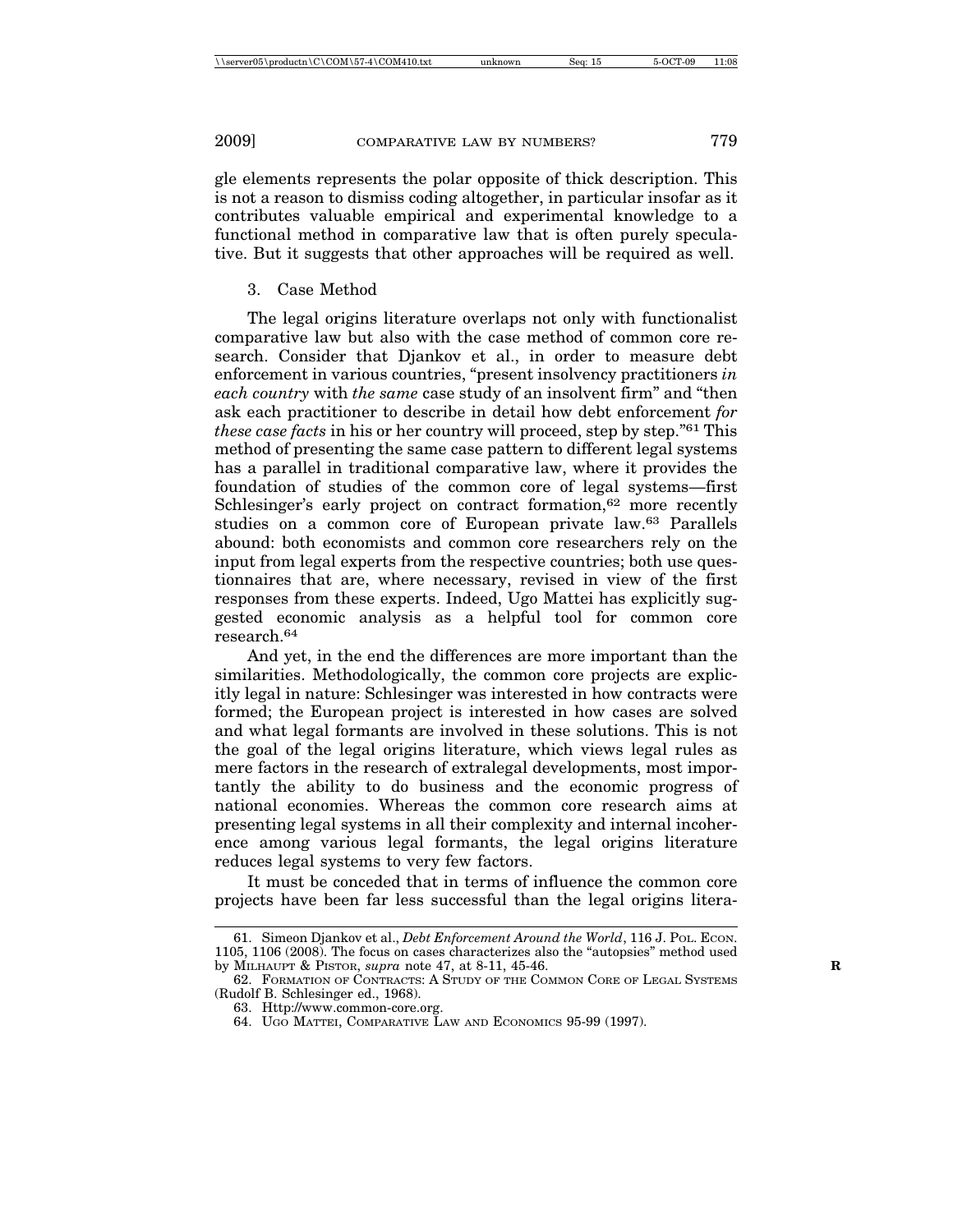gle elements represents the polar opposite of thick description. This is not a reason to dismiss coding altogether, in particular insofar as it contributes valuable empirical and experimental knowledge to a functional method in comparative law that is often purely speculative. But it suggests that other approaches will be required as well.

### 3. Case Method

The legal origins literature overlaps not only with functionalist comparative law but also with the case method of common core research. Consider that Djankov et al., in order to measure debt enforcement in various countries, "present insolvency practitioners *in each country* with *the same* case study of an insolvent firm" and "then ask each practitioner to describe in detail how debt enforcement *for these case facts* in his or her country will proceed, step by step."[61] This method of presenting the same case pattern to different legal systems has a parallel in traditional comparative law, where it provides the foundation of studies of the common core of legal systems—first Schlesinger's early project on contract formation,[62] more recently studies on a common core of European private law.[63] Parallels abound: both economists and common core researchers rely on the input from legal experts from the respective countries; both use questionnaires that are, where necessary, revised in view of the first responses from these experts. Indeed, Ugo Mattei has explicitly suggested economic analysis as a helpful tool for common core research.[64]

And yet, in the end the differences are more important than the similarities. Methodologically, the common core projects are explicitly legal in nature: Schlesinger was interested in how contracts were formed; the European project is interested in how cases are solved and what legal formants are involved in these solutions. This is not the goal of the legal origins literature, which views legal rules as mere factors in the research of extralegal developments, most importantly the ability to do business and the economic progress of national economies. Whereas the common core research aims at presenting legal systems in all their complexity and internal incoherence among various legal formants, the legal origins literature reduces legal systems to very few factors.

It must be conceded that in terms of influence the common core projects have been far less successful than the legal origins litera-

---

61. Simeon Djankov et al., *Debt Enforcement Around the World*, 116 J. POL. ECON. 1105, 1106 (2008). The focus on cases characterizes also the "autopsies" method used by MILHAUPT & PISTOR, *supra* note 47, at 8-11, 45-46.

62. FORMATION OF CONTRACTS: A STUDY OF THE COMMON CORE OF LEGAL SYSTEMS (Rudolf B. Schlesinger ed., 1968).

63. Http://www.common-core.org.

64. UGO MATTEI, COMPARATIVE LAW AND ECONOMICS 95-99 (1997).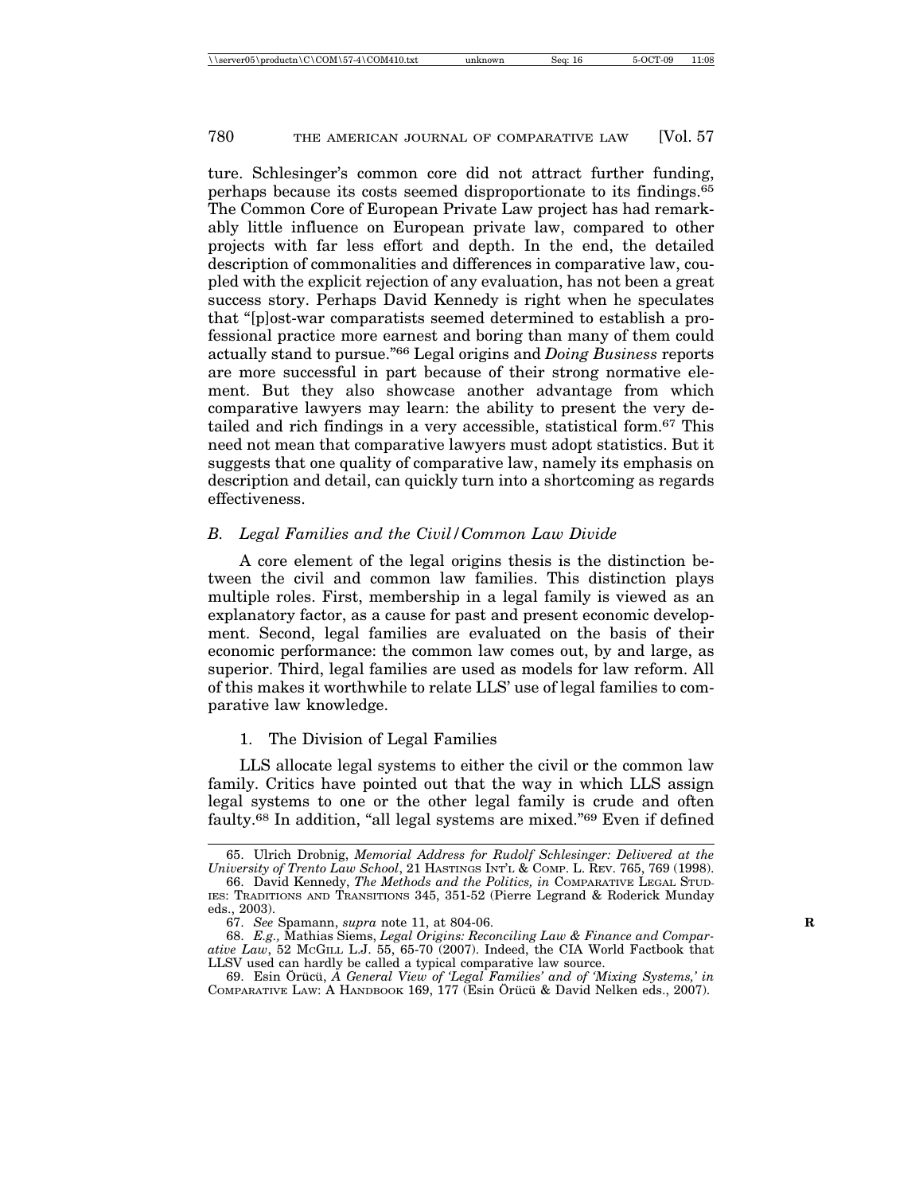ture. Schlesinger's common core did not attract further funding, perhaps because its costs seemed disproportionate to its findings.[65] The Common Core of European Private Law project has had remarkably little influence on European private law, compared to other projects with far less effort and depth. In the end, the detailed description of commonalities and differences in comparative law, coupled with the explicit rejection of any evaluation, has not been a great success story. Perhaps David Kennedy is right when he speculates that "[p]ost-war comparatists seemed determined to establish a professional practice more earnest and boring than many of them could actually stand to pursue."[66] Legal origins and *Doing Business* reports are more successful in part because of their strong normative element. But they also showcase another advantage from which comparative lawyers may learn: the ability to present the very detailed and rich findings in a very accessible, statistical form.[67] This need not mean that comparative lawyers must adopt statistics. But it suggests that one quality of comparative law, namely its emphasis on description and detail, can quickly turn into a shortcoming as regards effectiveness.

### *B. Legal Families and the Civil/Common Law Divide*

A core element of the legal origins thesis is the distinction between the civil and common law families. This distinction plays multiple roles. First, membership in a legal family is viewed as an explanatory factor, as a cause for past and present economic development. Second, legal families are evaluated on the basis of their economic performance: the common law comes out, by and large, as superior. Third, legal families are used as models for law reform. All of this makes it worthwhile to relate LLS' use of legal families to comparative law knowledge.

#### 1. The Division of Legal Families

LLS allocate legal systems to either the civil or the common law family. Critics have pointed out that the way in which LLS assign legal systems to one or the other legal family is crude and often faulty.[68] In addition, "all legal systems are mixed."[69] Even if defined

---

65. Ulrich Drobnig, *Memorial Address for Rudolf Schlesinger: Delivered at the University of Trento Law School*, 21 HASTINGS INT'L & COMP. L. REV. 765, 769 (1998).

66. David Kennedy, *The Methods and the Politics, in* COMPARATIVE LEGAL STUDIES: TRADITIONS AND TRANSITIONS 345, 351-52 (Pierre Legrand & Roderick Munday eds., 2003).

67. *See* Spamann, *supra* note 11, at 804-06.

68. *E.g.,* Mathias Siems, *Legal Origins: Reconciling Law & Finance and Comparative Law*, 52 MCGILL L.J. 55, 65-70 (2007). Indeed, the CIA World Factbook that LLSV used can hardly be called a typical comparative law source.

69. Esin Örücü, *A General View of 'Legal Families' and of 'Mixing Systems,' in* COMPARATIVE LAW: A HANDBOOK 169, 177 (Esin Örücü & David Nelken eds., 2007).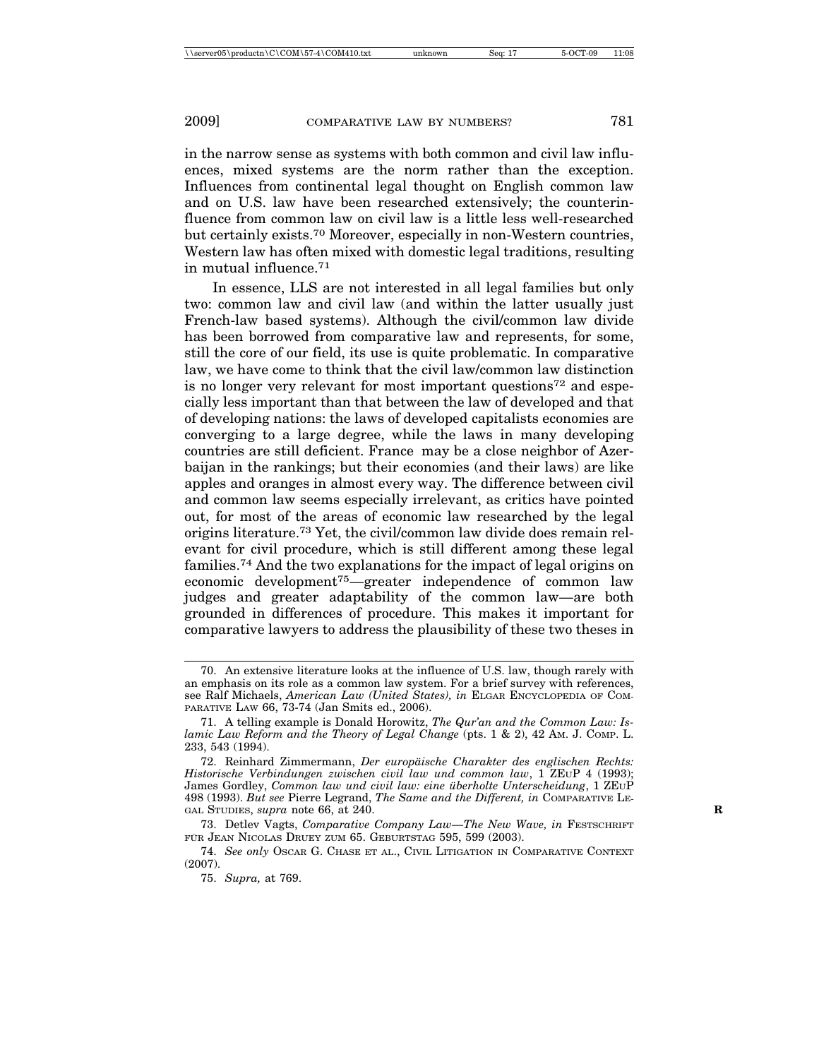in the narrow sense as systems with both common and civil law influences, mixed systems are the norm rather than the exception. Influences from continental legal thought on English common law and on U.S. law have been researched extensively; the counterinfluence from common law on civil law is a little less well-researched but certainly exists.[70] Moreover, especially in non-Western countries, Western law has often mixed with domestic legal traditions, resulting in mutual influence.[71]

In essence, LLS are not interested in all legal families but only two: common law and civil law (and within the latter usually just French-law based systems). Although the civil/common law divide has been borrowed from comparative law and represents, for some, still the core of our field, its use is quite problematic. In comparative law, we have come to think that the civil law/common law distinction is no longer very relevant for most important questions[72] and especially less important than that between the law of developed and that of developing nations: the laws of developed capitalists economies are converging to a large degree, while the laws in many developing countries are still deficient. France may be a close neighbor of Azerbaijan in the rankings; but their economies (and their laws) are like apples and oranges in almost every way. The difference between civil and common law seems especially irrelevant, as critics have pointed out, for most of the areas of economic law researched by the legal origins literature.[73] Yet, the civil/common law divide does remain relevant for civil procedure, which is still different among these legal families.[74] And the two explanations for the impact of legal origins on economic development[75]—greater independence of common law judges and greater adaptability of the common law—are both grounded in differences of procedure. This makes it important for comparative lawyers to address the plausibility of these two theses in

---

70. An extensive literature looks at the influence of U.S. law, though rarely with an emphasis on its role as a common law system. For a brief survey with references, see Ralf Michaels, *American Law (United States), in* ELGAR ENCYCLOPEDIA OF COMPARATIVE LAW 66, 73-74 (Jan Smits ed., 2006).

71. A telling example is Donald Horowitz, *The Qur'an and the Common Law: Islamic Law Reform and the Theory of Legal Change* (pts. 1 & 2), 42 AM. J. COMP. L. 233, 543 (1994).

72. Reinhard Zimmermann, *Der europäische Charakter des englischen Rechts: Historische Verbindungen zwischen civil law und common law*, 1 ZEUP 4 (1993); James Gordley, *Common law und civil law: eine überholte Unterscheidung*, 1 ZEUP 498 (1993). *But see* Pierre Legrand, *The Same and the Different, in* COMPARATIVE LEGAL STUDIES, *supra* note 66, at 240.

73. Detlev Vagts, *Comparative Company Law—The New Wave, in* FESTSCHRIFT FÜR JEAN NICOLAS DRUEY ZUM 65. GEBURTSTAG 595, 599 (2003).

74. *See only* OSCAR G. CHASE ET AL., CIVIL LITIGATION IN COMPARATIVE CONTEXT (2007).

75. *Supra,* at 769.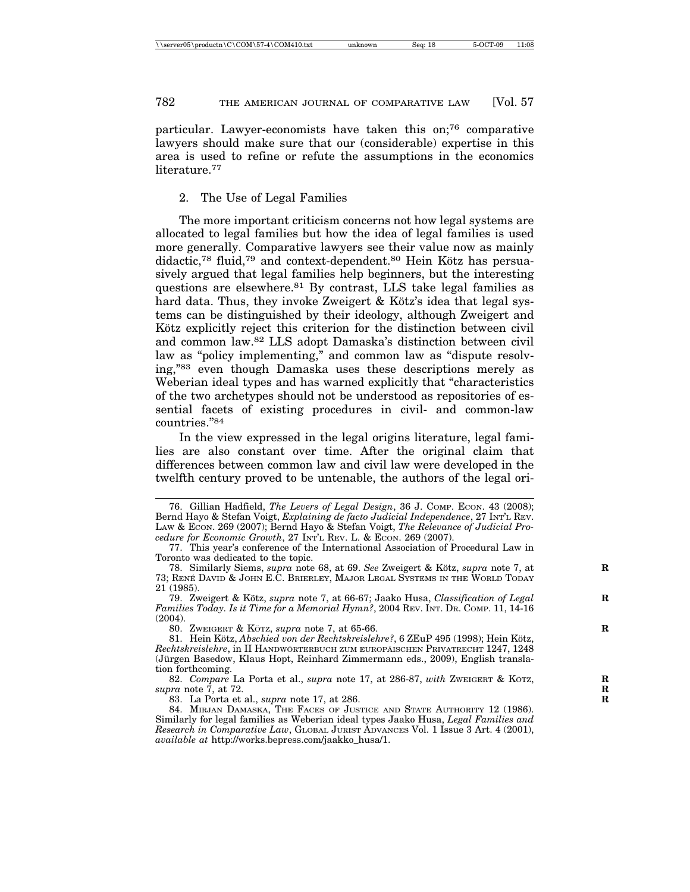particular. Lawyer-economists have taken this on;[76] comparative lawyers should make sure that our (considerable) expertise in this area is used to refine or refute the assumptions in the economics literature.[77]

2. The Use of Legal Families

The more important criticism concerns not how legal systems are allocated to legal families but how the idea of legal families is used more generally. Comparative lawyers see their value now as mainly didactic,[78] fluid,[79] and context-dependent.[80] Hein Kötz has persuasively argued that legal families help beginners, but the interesting questions are elsewhere.[81] By contrast, LLS take legal families as hard data. Thus, they invoke Zweigert & Kötz's idea that legal systems can be distinguished by their ideology, although Zweigert and Kötz explicitly reject this criterion for the distinction between civil and common law.[82] LLS adopt Damaska's distinction between civil law as "policy implementing," and common law as "dispute resolving,"[83] even though Damaska uses these descriptions merely as Weberian ideal types and has warned explicitly that "characteristics of the two archetypes should not be understood as repositories of essential facets of existing procedures in civil- and common-law countries."[84]

In the view expressed in the legal origins literature, legal families are also constant over time. After the original claim that differences between common law and civil law were developed in the twelfth century proved to be untenable, the authors of the legal ori-

---

76. Gillian Hadfield, *The Levers of Legal Design*, 36 J. COMP. ECON. 43 (2008); Bernd Hayo & Stefan Voigt, *Explaining de facto Judicial Independence*, 27 INT'L REV. LAW & ECON. 269 (2007); Bernd Hayo & Stefan Voigt, *The Relevance of Judicial Procedure for Economic Growth*, 27 INT'L REV. L. & ECON. 269 (2007).

77. This year's conference of the International Association of Procedural Law in Toronto was dedicated to the topic.

78. Similarly Siems, *supra* note 68, at 69. *See* Zweigert & Kötz, *supra* note 7, at 73; RENÉ DAVID & JOHN E.C. BRIERLEY, MAJOR LEGAL SYSTEMS IN THE WORLD TODAY 21 (1985).

79. Zweigert & Kötz, *supra* note 7, at 66-67; Jaako Husa, *Classification of Legal Families Today. Is it Time for a Memorial Hymn?*, 2004 REV. INT. DR. COMP. 11, 14-16 (2004).

80. ZWEIGERT & KÖTZ, *supra* note 7, at 65-66.

81. Hein Kötz, *Abschied von der Rechtskreislehre?*, 6 ZEuP 495 (1998); Hein Kötz, *Rechtskreislehre*, in II HANDWÖRTERBUCH ZUM EUROPÄISCHEN PRIVATRECHT 1247, 1248 (Jürgen Basedow, Klaus Hopt, Reinhard Zimmermann eds., 2009), English translation forthcoming.

82. *Compare* La Porta et al., *supra* note 17, at 286-87, *with* ZWEIGERT & KÖTZ, *supra* note 7, at 72.

83. La Porta et al., *supra* note 17, at 286.

84. MIRJAN DAMASKA, THE FACES OF JUSTICE AND STATE AUTHORITY 12 (1986). Similarly for legal families as Weberian ideal types Jaako Husa, *Legal Families and Research in Comparative Law*, GLOBAL JURIST ADVANCES Vol. 1 Issue 3 Art. 4 (2001), *available at* http://works.bepress.com/jaakko_husa/1.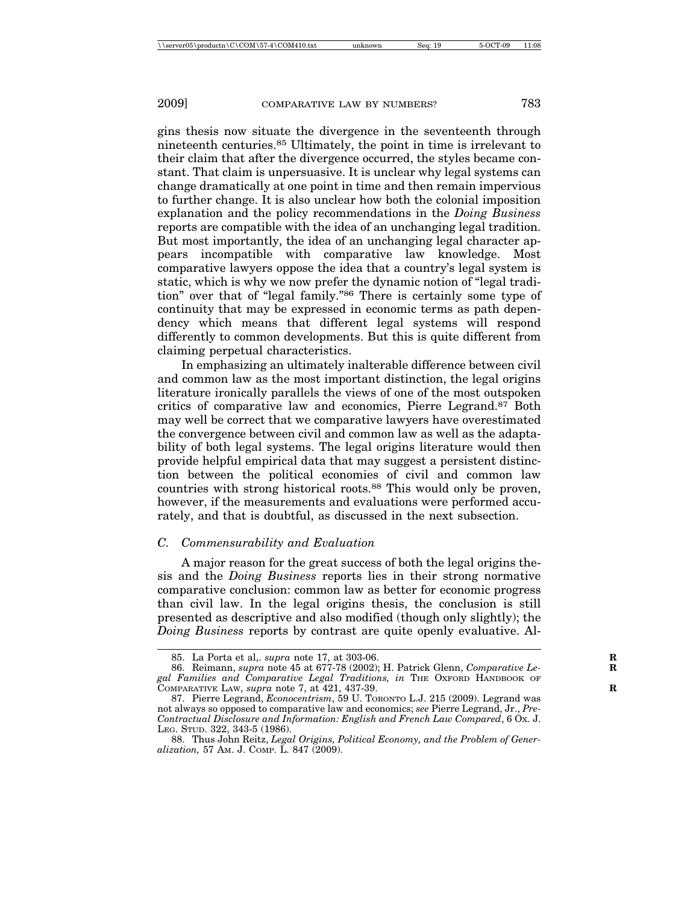gins thesis now situate the divergence in the seventeenth through nineteenth centuries.[85] Ultimately, the point in time is irrelevant to their claim that after the divergence occurred, the styles became constant. That claim is unpersuasive. It is unclear why legal systems can change dramatically at one point in time and then remain impervious to further change. It is also unclear how both the colonial imposition explanation and the policy recommendations in the *Doing Business* reports are compatible with the idea of an unchanging legal tradition. But most importantly, the idea of an unchanging legal character appears incompatible with comparative law knowledge. Most comparative lawyers oppose the idea that a country's legal system is static, which is why we now prefer the dynamic notion of "legal tradition" over that of "legal family."[86] There is certainly some type of continuity that may be expressed in economic terms as path dependency which means that different legal systems will respond differently to common developments. But this is quite different from claiming perpetual characteristics.

In emphasizing an ultimately inalterable difference between civil and common law as the most important distinction, the legal origins literature ironically parallels the views of one of the most outspoken critics of comparative law and economics, Pierre Legrand.[87] Both may well be correct that we comparative lawyers have overestimated the convergence between civil and common law as well as the adaptability of both legal systems. The legal origins literature would then provide helpful empirical data that may suggest a persistent distinction between the political economies of civil and common law countries with strong historical roots.[88] This would only be proven, however, if the measurements and evaluations were performed accurately, and that is doubtful, as discussed in the next subsection.

### *C. Commensurability and Evaluation*

A major reason for the great success of both the legal origins thesis and the *Doing Business* reports lies in their strong normative comparative conclusion: common law as better for economic progress than civil law. In the legal origins thesis, the conclusion is still presented as descriptive and also modified (though only slightly); the *Doing Business* reports by contrast are quite openly evaluative. Al-

---

85. La Porta et al,. *supra* note 17, at 303-06.

86. Reimann, *supra* note 45 at 677-78 (2002); H. Patrick Glenn, *Comparative Legal Families and Comparative Legal Traditions, in* THE OXFORD HANDBOOK OF COMPARATIVE LAW, *supra* note 7, at 421, 437-39.

87. Pierre Legrand, *Econocentrism*, 59 U. TORONTO L.J. 215 (2009). Legrand was not always so opposed to comparative law and economics; *see* Pierre Legrand, Jr., *Pre-Contractual Disclosure and Information: English and French Law Compared*, 6 OX. J. LEG. STUD. 322, 343-5 (1986).

88. Thus John Reitz, *Legal Origins, Political Economy, and the Problem of Generalization,* 57 AM. J. COMP. L. 847 (2009).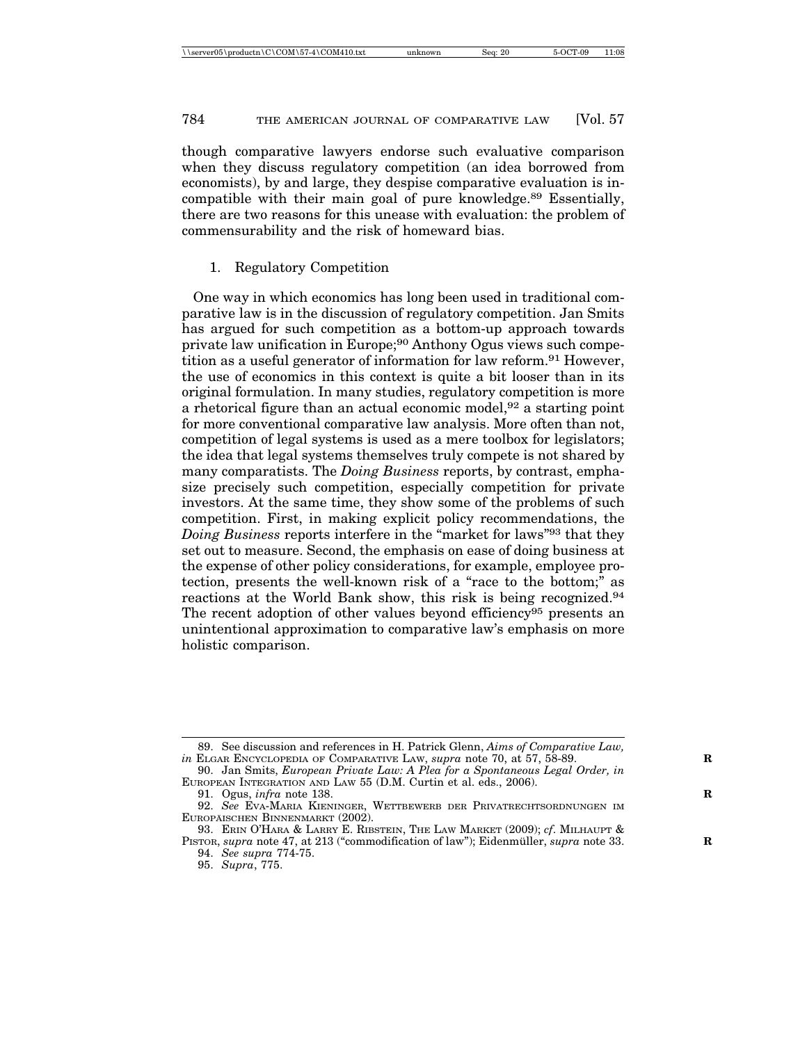though comparative lawyers endorse such evaluative comparison when they discuss regulatory competition (an idea borrowed from economists), by and large, they despise comparative evaluation is incompatible with their main goal of pure knowledge.[89] Essentially, there are two reasons for this unease with evaluation: the problem of commensurability and the risk of homeward bias.

1. Regulatory Competition

One way in which economics has long been used in traditional comparative law is in the discussion of regulatory competition. Jan Smits has argued for such competition as a bottom-up approach towards private law unification in Europe;[90] Anthony Ogus views such competition as a useful generator of information for law reform.[91] However, the use of economics in this context is quite a bit looser than in its original formulation. In many studies, regulatory competition is more a rhetorical figure than an actual economic model,[92] a starting point for more conventional comparative law analysis. More often than not, competition of legal systems is used as a mere toolbox for legislators; the idea that legal systems themselves truly compete is not shared by many comparatists. The *Doing Business* reports, by contrast, emphasize precisely such competition, especially competition for private investors. At the same time, they show some of the problems of such competition. First, in making explicit policy recommendations, the *Doing Business* reports interfere in the "market for laws"[93] that they set out to measure. Second, the emphasis on ease of doing business at the expense of other policy considerations, for example, employee protection, presents the well-known risk of a "race to the bottom;" as reactions at the World Bank show, this risk is being recognized.[94] The recent adoption of other values beyond efficiency[95] presents an unintentional approximation to comparative law's emphasis on more holistic comparison.

---

89. See discussion and references in H. Patrick Glenn, *Aims of Comparative Law, in* Elgar Encyclopedia of Comparative Law, *supra* note 70, at 57, 58-89.

90. Jan Smits, *European Private Law: A Plea for a Spontaneous Legal Order, in* European Integration and Law 55 (D.M. Curtin et al. eds., 2006).

91. Ogus, *infra* note 138.

92. *See* Eva-Maria Kieninger, Wettbewerb der Privatrechtsordnungen im Europäischen Binnenmarkt (2002).

93. Erin O'Hara & Larry E. Ribstein, The Law Market (2009); *cf.* Milhaupt & Pistor, *supra* note 47, at 213 ("commodification of law"); Eidenmüller, *supra* note 33.

94. *See supra* 774-75.

95. *Supra*, 775.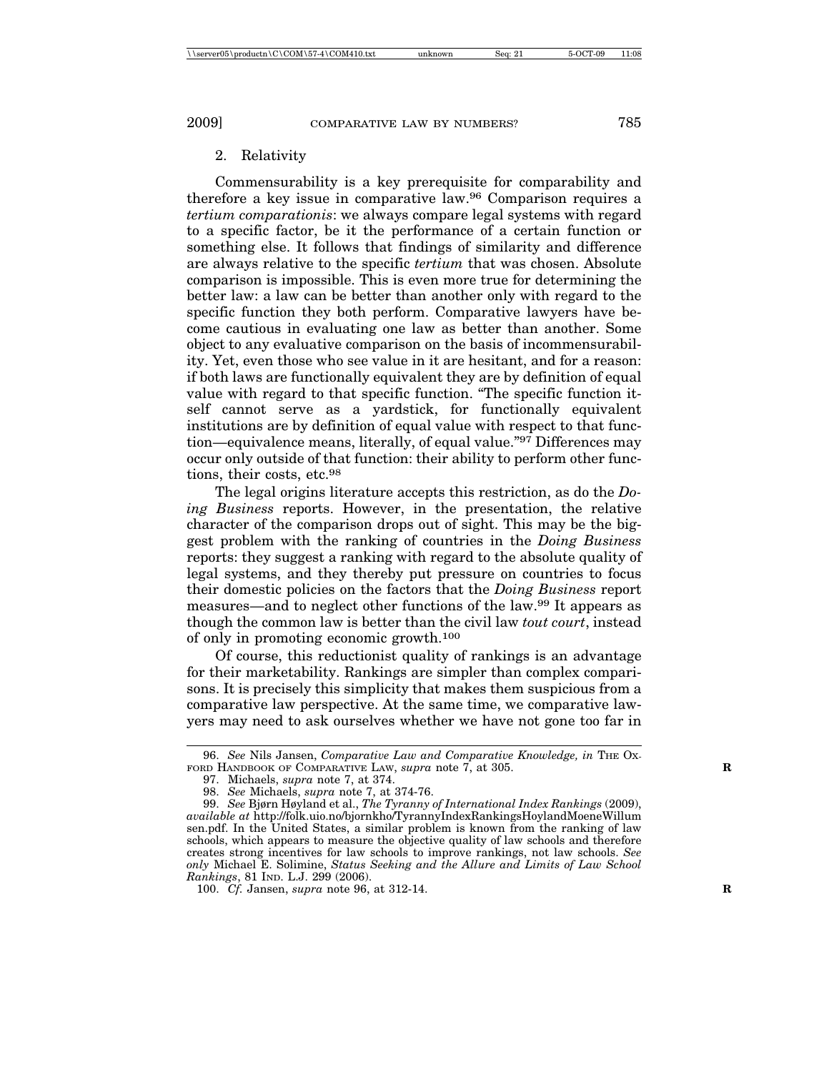### 2. Relativity

Commensurability is a key prerequisite for comparability and therefore a key issue in comparative law.[96] Comparison requires a *tertium comparationis*: we always compare legal systems with regard to a specific factor, be it the performance of a certain function or something else. It follows that findings of similarity and difference are always relative to the specific *tertium* that was chosen. Absolute comparison is impossible. This is even more true for determining the better law: a law can be better than another only with regard to the specific function they both perform. Comparative lawyers have become cautious in evaluating one law as better than another. Some object to any evaluative comparison on the basis of incommensurability. Yet, even those who see value in it are hesitant, and for a reason: if both laws are functionally equivalent they are by definition of equal value with regard to that specific function. "The specific function itself cannot serve as a yardstick, for functionally equivalent institutions are by definition of equal value with respect to that function—equivalence means, literally, of equal value."[97] Differences may occur only outside of that function: their ability to perform other functions, their costs, etc.[98]

The legal origins literature accepts this restriction, as do the *Doing Business* reports. However, in the presentation, the relative character of the comparison drops out of sight. This may be the biggest problem with the ranking of countries in the *Doing Business* reports: they suggest a ranking with regard to the absolute quality of legal systems, and they thereby put pressure on countries to focus their domestic policies on the factors that the *Doing Business* report measures—and to neglect other functions of the law.[99] It appears as though the common law is better than the civil law *tout court*, instead of only in promoting economic growth.[100]

Of course, this reductionist quality of rankings is an advantage for their marketability. Rankings are simpler than complex comparisons. It is precisely this simplicity that makes them suspicious from a comparative law perspective. At the same time, we comparative lawyers may need to ask ourselves whether we have not gone too far in

---

96. *See* Nils Jansen, *Comparative Law and Comparative Knowledge, in* THE OXFORD HANDBOOK OF COMPARATIVE LAW, *supra* note 7, at 305.

97. Michaels, *supra* note 7, at 374.

98. *See* Michaels, *supra* note 7, at 374-76.

99. *See* Bjørn Høyland et al., *The Tyranny of International Index Rankings* (2009), *available at* http://folk.uio.no/bjornkho/TyrannyIndexRankingsHoylandMoeneWillumsen.pdf. In the United States, a similar problem is known from the ranking of law schools, which appears to measure the objective quality of law schools and therefore creates strong incentives for law schools to improve rankings, not law schools. *See only* Michael E. Solimine, *Status Seeking and the Allure and Limits of Law School Rankings*, 81 IND. L.J. 299 (2006).

100. *Cf.* Jansen, *supra* note 96, at 312-14.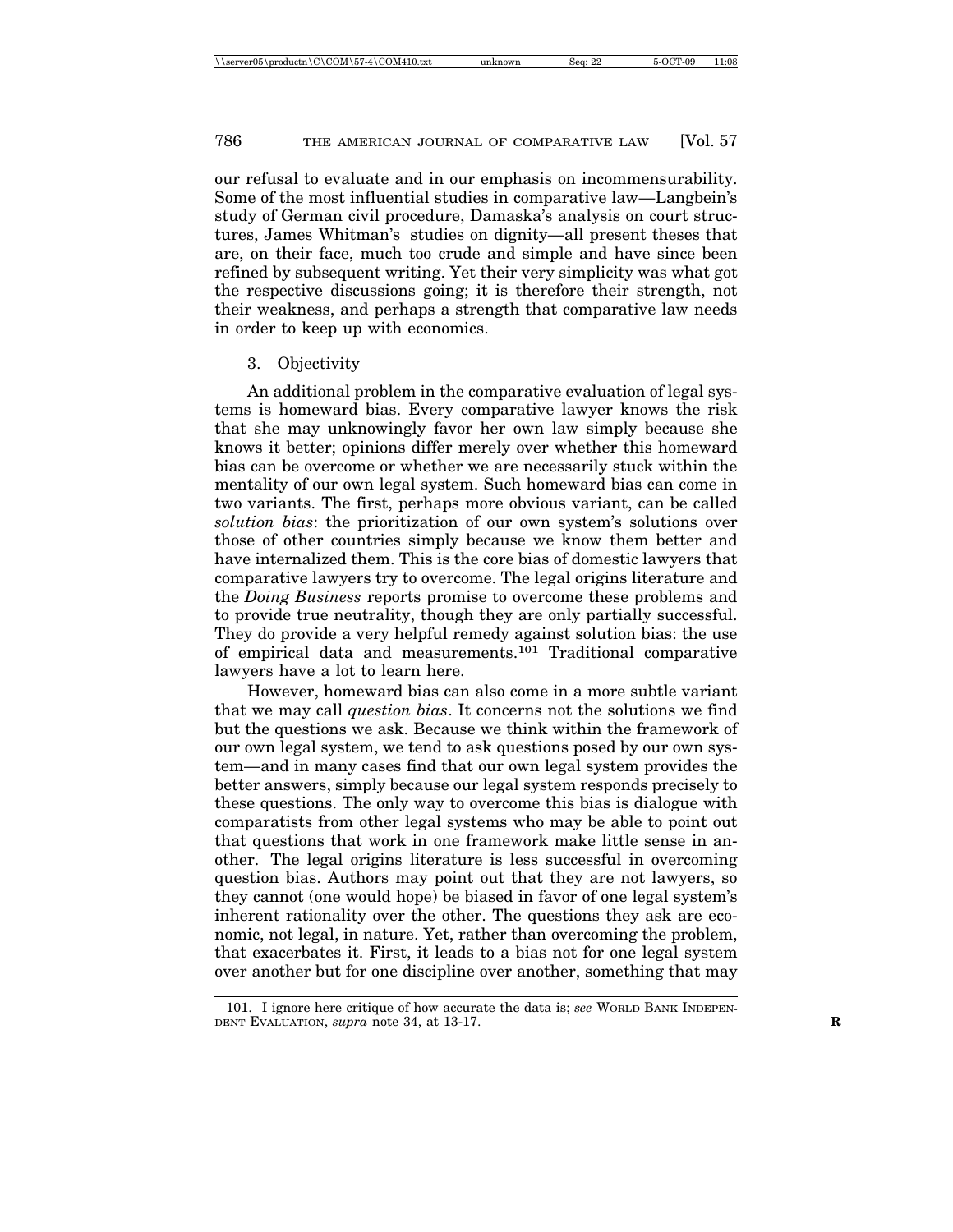our refusal to evaluate and in our emphasis on incommensurability. Some of the most influential studies in comparative law—Langbein's study of German civil procedure, Damaska's analysis on court structures, James Whitman's studies on dignity—all present theses that are, on their face, much too crude and simple and have since been refined by subsequent writing. Yet their very simplicity was what got the respective discussions going; it is therefore their strength, not their weakness, and perhaps a strength that comparative law needs in order to keep up with economics.

### 3. Objectivity

An additional problem in the comparative evaluation of legal systems is homeward bias. Every comparative lawyer knows the risk that she may unknowingly favor her own law simply because she knows it better; opinions differ merely over whether this homeward bias can be overcome or whether we are necessarily stuck within the mentality of our own legal system. Such homeward bias can come in two variants. The first, perhaps more obvious variant, can be called *solution bias*: the prioritization of our own system's solutions over those of other countries simply because we know them better and have internalized them. This is the core bias of domestic lawyers that comparative lawyers try to overcome. The legal origins literature and the *Doing Business* reports promise to overcome these problems and to provide true neutrality, though they are only partially successful. They do provide a very helpful remedy against solution bias: the use of empirical data and measurements.[101] Traditional comparative lawyers have a lot to learn here.

However, homeward bias can also come in a more subtle variant that we may call *question bias*. It concerns not the solutions we find but the questions we ask. Because we think within the framework of our own legal system, we tend to ask questions posed by our own system—and in many cases find that our own legal system provides the better answers, simply because our legal system responds precisely to these questions. The only way to overcome this bias is dialogue with comparatists from other legal systems who may be able to point out that questions that work in one framework make little sense in another. The legal origins literature is less successful in overcoming question bias. Authors may point out that they are not lawyers, so they cannot (one would hope) be biased in favor of one legal system's inherent rationality over the other. The questions they ask are economic, not legal, in nature. Yet, rather than overcoming the problem, that exacerbates it. First, it leads to a bias not for one legal system over another but for one discipline over another, something that may

101. I ignore here critique of how accurate the data is; *see* WORLD BANK INDEPENDENT EVALUATION, *supra* note 34, at 13-17.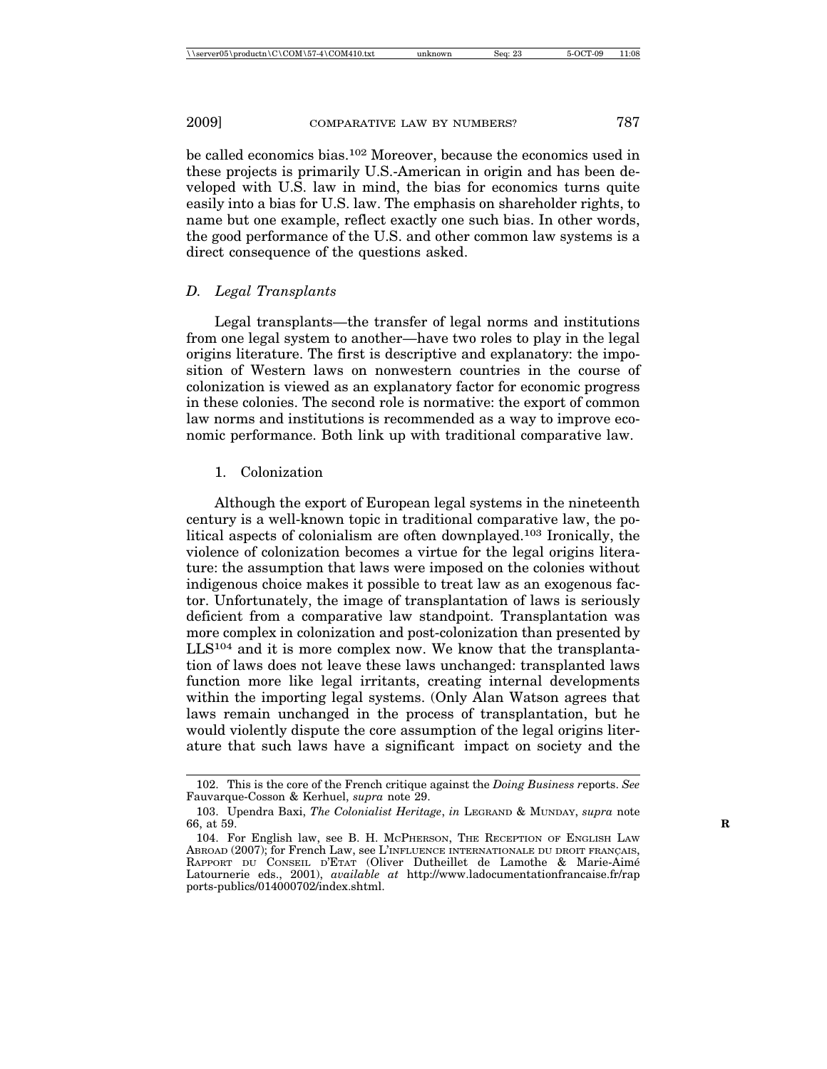be called economics bias.[102] Moreover, because the economics used in these projects is primarily U.S.-American in origin and has been developed with U.S. law in mind, the bias for economics turns quite easily into a bias for U.S. law. The emphasis on shareholder rights, to name but one example, reflect exactly one such bias. In other words, the good performance of the U.S. and other common law systems is a direct consequence of the questions asked.

### *D. Legal Transplants*

Legal transplants—the transfer of legal norms and institutions from one legal system to another—have two roles to play in the legal origins literature. The first is descriptive and explanatory: the imposition of Western laws on nonwestern countries in the course of colonization is viewed as an explanatory factor for economic progress in these colonies. The second role is normative: the export of common law norms and institutions is recommended as a way to improve economic performance. Both link up with traditional comparative law.

#### 1. Colonization

Although the export of European legal systems in the nineteenth century is a well-known topic in traditional comparative law, the political aspects of colonialism are often downplayed.[103] Ironically, the violence of colonization becomes a virtue for the legal origins literature: the assumption that laws were imposed on the colonies without indigenous choice makes it possible to treat law as an exogenous factor. Unfortunately, the image of transplantation of laws is seriously deficient from a comparative law standpoint. Transplantation was more complex in colonization and post-colonization than presented by LLS[104] and it is more complex now. We know that the transplantation of laws does not leave these laws unchanged: transplanted laws function more like legal irritants, creating internal developments within the importing legal systems. (Only Alan Watson agrees that laws remain unchanged in the process of transplantation, but he would violently dispute the core assumption of the legal origins literature that such laws have a significant impact on society and the

---

102. This is the core of the French critique against the *Doing Business r*eports. *See* Fauvarque-Cosson & Kerhuel, *supra* note 29.

103. Upendra Baxi, *The Colonialist Heritage*, *in* LEGRAND & MUNDAY, *supra* note 66, at 59.

104. For English law, see B. H. MCPHERSON, THE RECEPTION OF ENGLISH LAW ABROAD (2007); for French Law, see L'INFLUENCE INTERNATIONALE DU DROIT FRANÇAIS, RAPPORT DU CONSEIL D'ETAT (Oliver Dutheillet de Lamothe & Marie-Aimé Latournerie eds., 2001), *available at* http://www.ladocumentationfrancaise.fr/rapports-publics/014000702/index.shtml.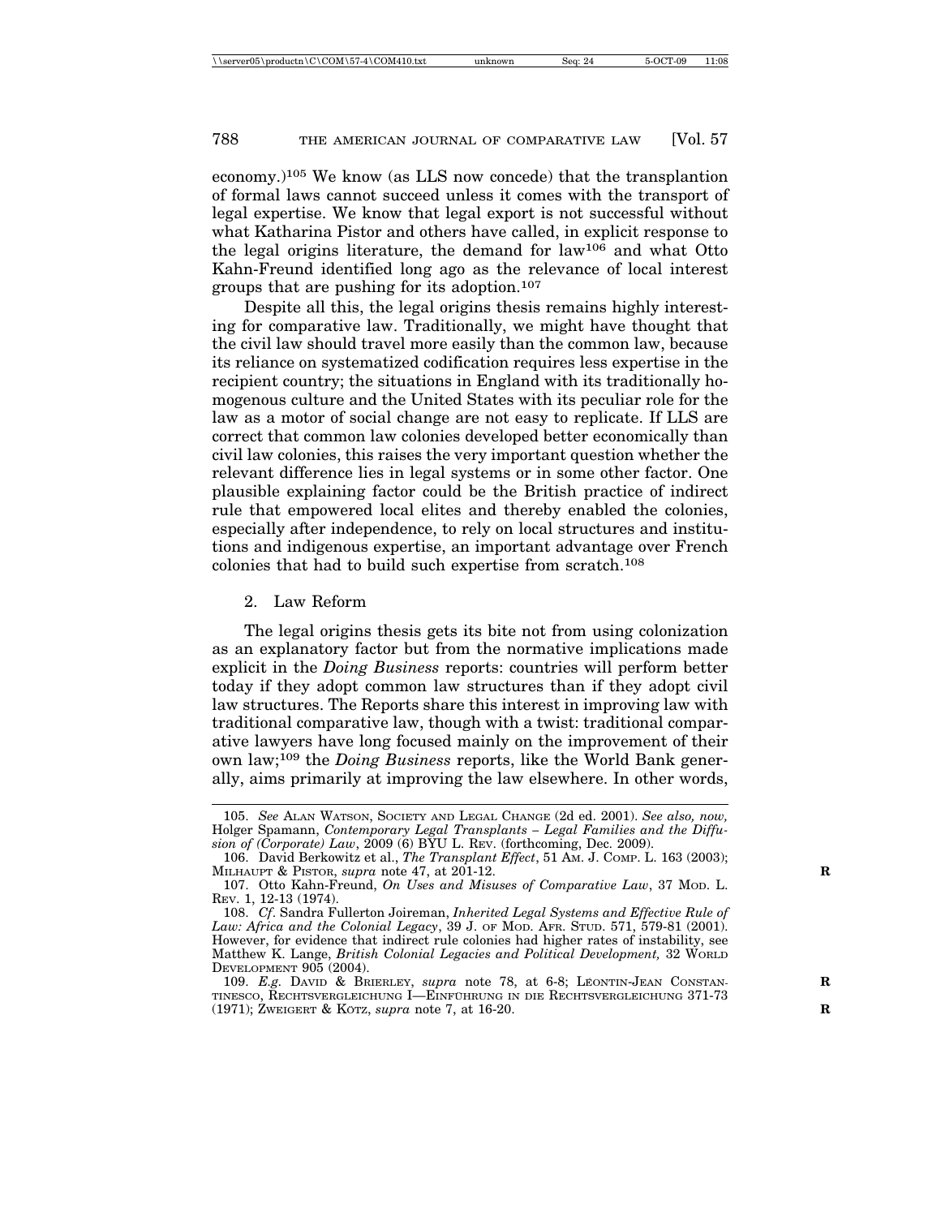economy.)[105] We know (as LLS now concede) that the transplantion of formal laws cannot succeed unless it comes with the transport of legal expertise. We know that legal export is not successful without what Katharina Pistor and others have called, in explicit response to the legal origins literature, the demand for law[106] and what Otto Kahn-Freund identified long ago as the relevance of local interest groups that are pushing for its adoption.[107]

Despite all this, the legal origins thesis remains highly interesting for comparative law. Traditionally, we might have thought that the civil law should travel more easily than the common law, because its reliance on systematized codification requires less expertise in the recipient country; the situations in England with its traditionally homogenous culture and the United States with its peculiar role for the law as a motor of social change are not easy to replicate. If LLS are correct that common law colonies developed better economically than civil law colonies, this raises the very important question whether the relevant difference lies in legal systems or in some other factor. One plausible explaining factor could be the British practice of indirect rule that empowered local elites and thereby enabled the colonies, especially after independence, to rely on local structures and institutions and indigenous expertise, an important advantage over French colonies that had to build such expertise from scratch.[108]

### 2. Law Reform

The legal origins thesis gets its bite not from using colonization as an explanatory factor but from the normative implications made explicit in the *Doing Business* reports: countries will perform better today if they adopt common law structures than if they adopt civil law structures. The Reports share this interest in improving law with traditional comparative law, though with a twist: traditional comparative lawyers have long focused mainly on the improvement of their own law;[109] the *Doing Business* reports, like the World Bank generally, aims primarily at improving the law elsewhere. In other words,

---

105. *See* Alan Watson, Society and Legal Change (2d ed. 2001). *See also, now,* Holger Spamann, *Contemporary Legal Transplants – Legal Families and the Diffusion of (Corporate) Law*, 2009 (6) BYU L. Rev. (forthcoming, Dec. 2009).

106. David Berkowitz et al., *The Transplant Effect*, 51 Am. J. Comp. L. 163 (2003); Milhaupt & Pistor, *supra* note 47, at 201-12.

107. Otto Kahn-Freund, *On Uses and Misuses of Comparative Law*, 37 Mod. L. Rev. 1, 12-13 (1974).

108. *Cf*. Sandra Fullerton Joireman, *Inherited Legal Systems and Effective Rule of Law: Africa and the Colonial Legacy*, 39 J. of Mod. Afr. Stud. 571, 579-81 (2001). However, for evidence that indirect rule colonies had higher rates of instability, see Matthew K. Lange, *British Colonial Legacies and Political Development,* 32 World Development 905 (2004).

109. *E.g*. David & Brierley, *supra* note 78, at 6-8; Léontin-Jean Constantinesco, Rechtsvergleichung I—Einführung in die Rechtsvergleichung 371-73 (1971); Zweigert & Kötz, *supra* note 7, at 16-20.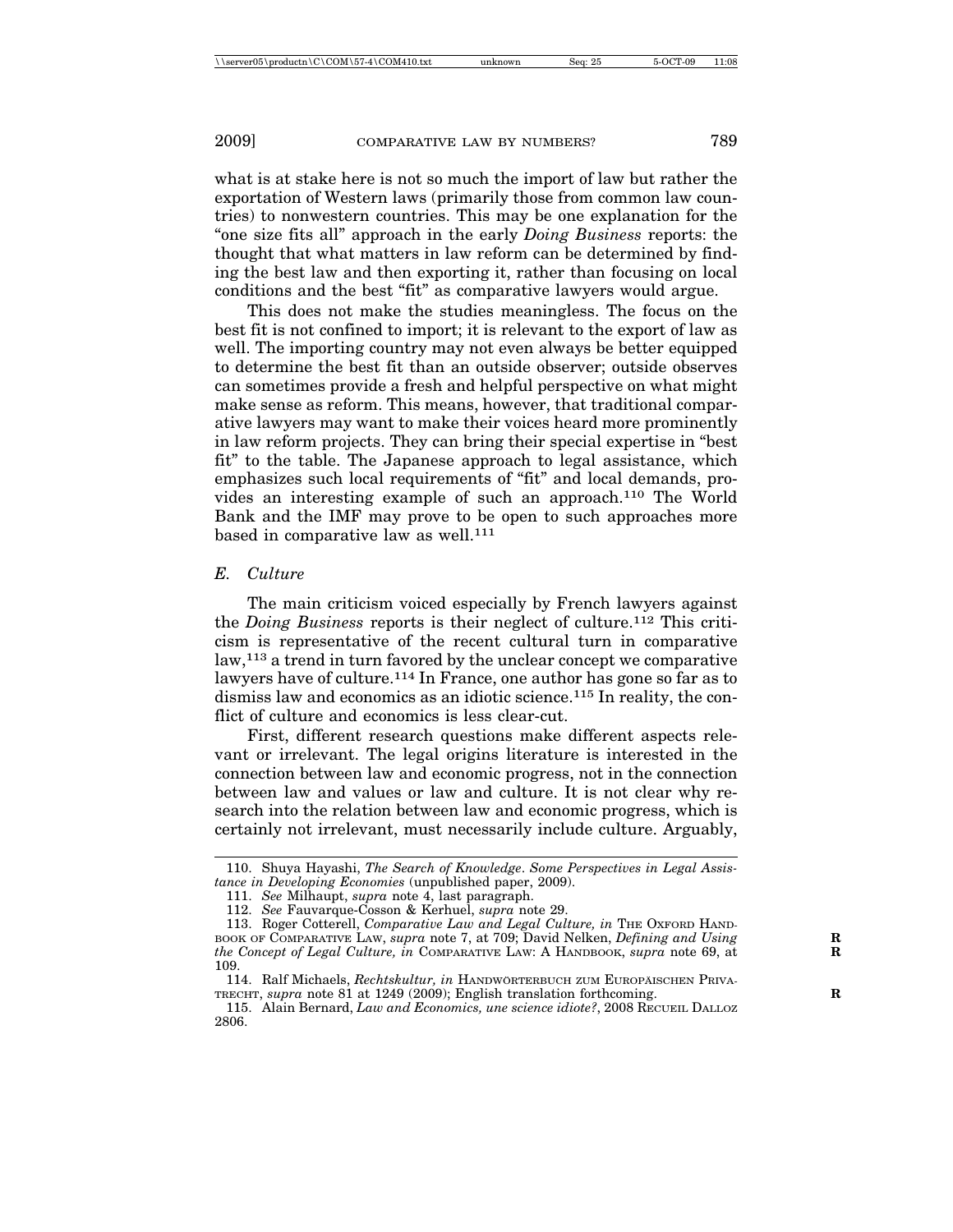what is at stake here is not so much the import of law but rather the exportation of Western laws (primarily those from common law countries) to nonwestern countries. This may be one explanation for the "one size fits all" approach in the early *Doing Business* reports: the thought that what matters in law reform can be determined by finding the best law and then exporting it, rather than focusing on local conditions and the best "fit" as comparative lawyers would argue.

This does not make the studies meaningless. The focus on the best fit is not confined to import; it is relevant to the export of law as well. The importing country may not even always be better equipped to determine the best fit than an outside observer; outside observes can sometimes provide a fresh and helpful perspective on what might make sense as reform. This means, however, that traditional comparative lawyers may want to make their voices heard more prominently in law reform projects. They can bring their special expertise in "best fit" to the table. The Japanese approach to legal assistance, which emphasizes such local requirements of "fit" and local demands, provides an interesting example of such an approach.[110] The World Bank and the IMF may prove to be open to such approaches more based in comparative law as well.[111]

### *E. Culture*

The main criticism voiced especially by French lawyers against the *Doing Business* reports is their neglect of culture.[112] This criticism is representative of the recent cultural turn in comparative law,[113] a trend in turn favored by the unclear concept we comparative lawyers have of culture.[114] In France, one author has gone so far as to dismiss law and economics as an idiotic science.[115] In reality, the conflict of culture and economics is less clear-cut.

First, different research questions make different aspects relevant or irrelevant. The legal origins literature is interested in the connection between law and economic progress, not in the connection between law and values or law and culture. It is not clear why research into the relation between law and economic progress, which is certainly not irrelevant, must necessarily include culture. Arguably,

---

110. Shuya Hayashi, *The Search of Knowledge. Some Perspectives in Legal Assistance in Developing Economies* (unpublished paper, 2009).

111. *See* Milhaupt, *supra* note 4, last paragraph.

112. *See* Fauvarque-Cosson & Kerhuel, *supra* note 29.

113. Roger Cotterell, *Comparative Law and Legal Culture, in* THE OXFORD HANDBOOK OF COMPARATIVE LAW, *supra* note 7, at 709; David Nelken, *Defining and Using the Concept of Legal Culture, in* COMPARATIVE LAW: A HANDBOOK, *supra* note 69, at 109.

114. Ralf Michaels, *Rechtskultur, in* HANDWÖRTERBUCH ZUM EUROPÄISCHEN PRIVATRECHT, *supra* note 81 at 1249 (2009); English translation forthcoming.

115. Alain Bernard, *Law and Economics, une science idiote?*, 2008 RECUEIL DALLOZ 2806.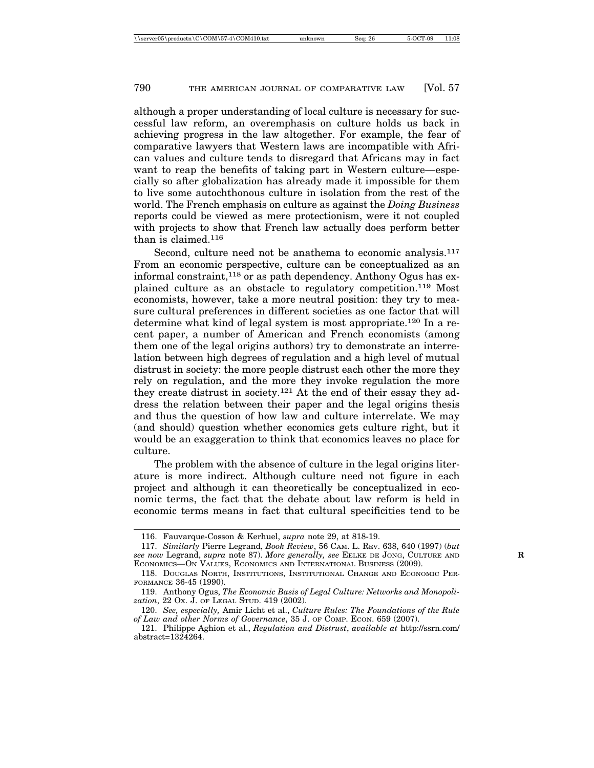although a proper understanding of local culture is necessary for successful law reform, an overemphasis on culture holds us back in achieving progress in the law altogether. For example, the fear of comparative lawyers that Western laws are incompatible with African values and culture tends to disregard that Africans may in fact want to reap the benefits of taking part in Western culture—especially so after globalization has already made it impossible for them to live some autochthonous culture in isolation from the rest of the world. The French emphasis on culture as against the *Doing Business* reports could be viewed as mere protectionism, were it not coupled with projects to show that French law actually does perform better than is claimed.[116]

Second, culture need not be anathema to economic analysis.[117] From an economic perspective, culture can be conceptualized as an informal constraint,[118] or as path dependency. Anthony Ogus has explained culture as an obstacle to regulatory competition.[119] Most economists, however, take a more neutral position: they try to measure cultural preferences in different societies as one factor that will determine what kind of legal system is most appropriate.[120] In a recent paper, a number of American and French economists (among them one of the legal origins authors) try to demonstrate an interrelation between high degrees of regulation and a high level of mutual distrust in society: the more people distrust each other the more they rely on regulation, and the more they invoke regulation the more they create distrust in society.[121] At the end of their essay they address the relation between their paper and the legal origins thesis and thus the question of how law and culture interrelate. We may (and should) question whether economics gets culture right, but it would be an exaggeration to think that economics leaves no place for culture.

The problem with the absence of culture in the legal origins literature is more indirect. Although culture need not figure in each project and although it can theoretically be conceptualized in economic terms, the fact that the debate about law reform is held in economic terms means in fact that cultural specificities tend to be

---

116. Fauvarque-Cosson & Kerhuel, *supra* note 29, at 818-19.

117. *Similarly* Pierre Legrand, *Book Review*, 56 CAM. L. REV. 638, 640 (1997) (*but see now* Legrand, *supra* note 87). *More generally, see* EELKE DE JONG, CULTURE AND ECONOMICS—ON VALUES, ECONOMICS AND INTERNATIONAL BUSINESS (2009).

118. DOUGLAS NORTH, INSTITUTIONS, INSTITUTIONAL CHANGE AND ECONOMIC PERFORMANCE 36-45 (1990).

119. Anthony Ogus, *The Economic Basis of Legal Culture: Networks and Monopolization*, 22 OX. J. OF LEGAL STUD. 419 (2002).

120. *See, especially,* Amir Licht et al., *Culture Rules: The Foundations of the Rule of Law and other Norms of Governance*, 35 J. OF COMP. ECON. 659 (2007).

121. Philippe Aghion et al., *Regulation and Distrust*, *available at* http://ssrn.com/abstract=1324264.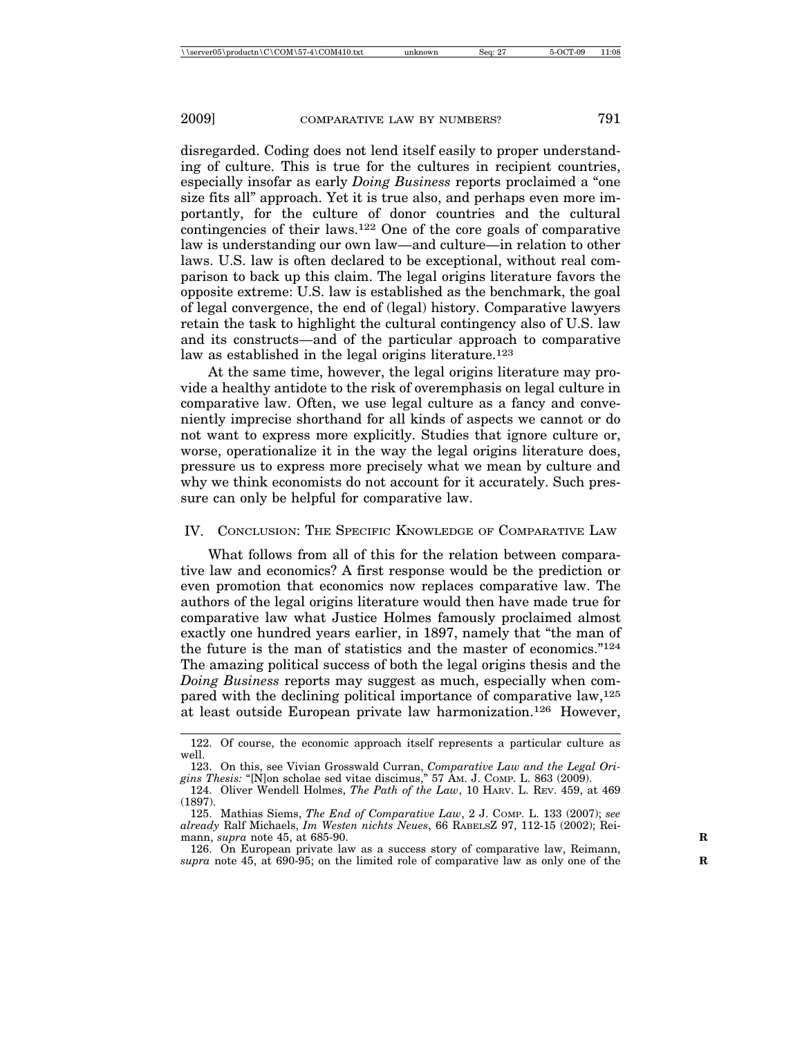disregarded. Coding does not lend itself easily to proper understanding of culture. This is true for the cultures in recipient countries, especially insofar as early *Doing Business* reports proclaimed a "one size fits all" approach. Yet it is true also, and perhaps even more importantly, for the culture of donor countries and the cultural contingencies of their laws.[122] One of the core goals of comparative law is understanding our own law—and culture—in relation to other laws. U.S. law is often declared to be exceptional, without real comparison to back up this claim. The legal origins literature favors the opposite extreme: U.S. law is established as the benchmark, the goal of legal convergence, the end of (legal) history. Comparative lawyers retain the task to highlight the cultural contingency also of U.S. law and its constructs—and of the particular approach to comparative law as established in the legal origins literature.[123]

At the same time, however, the legal origins literature may provide a healthy antidote to the risk of overemphasis on legal culture in comparative law. Often, we use legal culture as a fancy and conveniently imprecise shorthand for all kinds of aspects we cannot or do not want to express more explicitly. Studies that ignore culture or, worse, operationalize it in the way the legal origins literature does, pressure us to express more precisely what we mean by culture and why we think economists do not account for it accurately. Such pressure can only be helpful for comparative law.

## IV. Conclusion: The Specific Knowledge of Comparative Law

What follows from all of this for the relation between comparative law and economics? A first response would be the prediction or even promotion that economics now replaces comparative law. The authors of the legal origins literature would then have made true for comparative law what Justice Holmes famously proclaimed almost exactly one hundred years earlier, in 1897, namely that "the man of the future is the man of statistics and the master of economics."[124] The amazing political success of both the legal origins thesis and the *Doing Business* reports may suggest as much, especially when compared with the declining political importance of comparative law,[125] at least outside European private law harmonization.[126] However,

---

122. Of course, the economic approach itself represents a particular culture as well.

123. On this, see Vivian Grosswald Curran, *Comparative Law and the Legal Origins Thesis:* "[N]on scholae sed vitae discimus," 57 Am. J. Comp. L. 863 (2009).

124. Oliver Wendell Holmes, *The Path of the Law*, 10 Harv. L. Rev. 459, at 469 (1897).

125. Mathias Siems, *The End of Comparative Law*, 2 J. Comp. L. 133 (2007); *see already* Ralf Michaels, *Im Westen nichts Neues*, 66 RabelsZ 97, 112-15 (2002); Reimann, *supra* note 45, at 685-90.

126. On European private law as a success story of comparative law, Reimann, *supra* note 45, at 690-95; on the limited role of comparative law as only one of the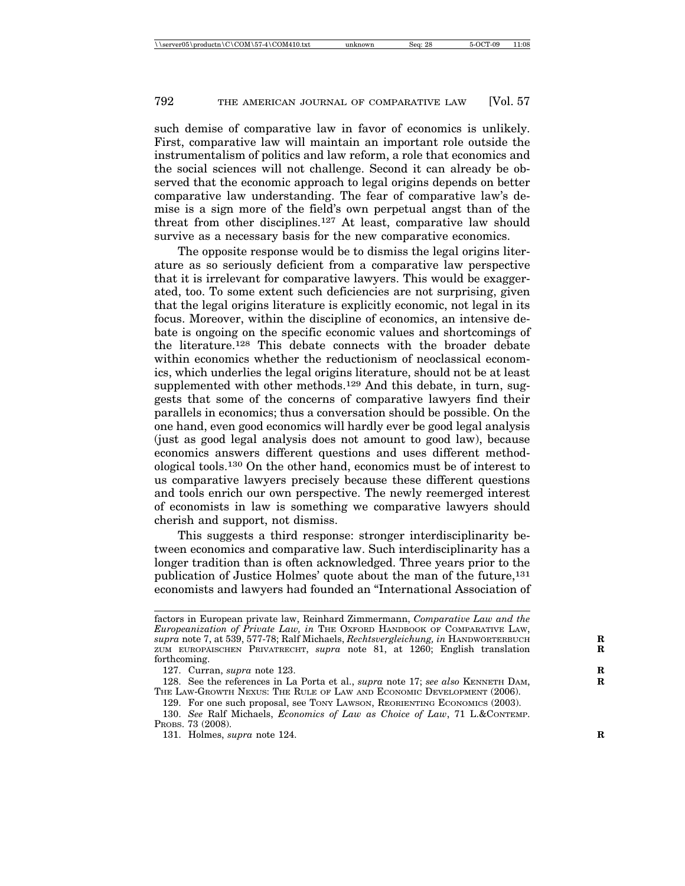such demise of comparative law in favor of economics is unlikely. First, comparative law will maintain an important role outside the instrumentalism of politics and law reform, a role that economics and the social sciences will not challenge. Second it can already be observed that the economic approach to legal origins depends on better comparative law understanding. The fear of comparative law's demise is a sign more of the field's own perpetual angst than of the threat from other disciplines.[127] At least, comparative law should survive as a necessary basis for the new comparative economics.

The opposite response would be to dismiss the legal origins literature as so seriously deficient from a comparative law perspective that it is irrelevant for comparative lawyers. This would be exaggerated, too. To some extent such deficiencies are not surprising, given that the legal origins literature is explicitly economic, not legal in its focus. Moreover, within the discipline of economics, an intensive debate is ongoing on the specific economic values and shortcomings of the literature.[128] This debate connects with the broader debate within economics whether the reductionism of neoclassical economics, which underlies the legal origins literature, should not be at least supplemented with other methods.[129] And this debate, in turn, suggests that some of the concerns of comparative lawyers find their parallels in economics; thus a conversation should be possible. On the one hand, even good economics will hardly ever be good legal analysis (just as good legal analysis does not amount to good law), because economics answers different questions and uses different methodological tools.[130] On the other hand, economics must be of interest to us comparative lawyers precisely because these different questions and tools enrich our own perspective. The newly reemerged interest of economists in law is something we comparative lawyers should cherish and support, not dismiss.

This suggests a third response: stronger interdisciplinarity between economics and comparative law. Such interdisciplinarity has a longer tradition than is often acknowledged. Three years prior to the publication of Justice Holmes' quote about the man of the future,[131] economists and lawyers had founded an "International Association of

---

factors in European private law, Reinhard Zimmermann, *Comparative Law and the Europeanization of Private Law, in* THE OXFORD HANDBOOK OF COMPARATIVE LAW, *supra* note 7, at 539, 577-78; Ralf Michaels, *Rechtsvergleichung, in* HANDWÖRTERBUCH ZUM EUROPÄISCHEN PRIVATRECHT, *supra* note 81, at 1260; English translation forthcoming.

127. Curran, *supra* note 123.

128. See the references in La Porta et al., *supra* note 17; *see also* KENNETH DAM, THE LAW-GROWTH NEXUS: THE RULE OF LAW AND ECONOMIC DEVELOPMENT (2006).

129. For one such proposal, see TONY LAWSON, REORIENTING ECONOMICS (2003).

130. *See* Ralf Michaels, *Economics of Law as Choice of Law*, 71 L.&CONTEMP. PROBS. 73 (2008).

131. Holmes, *supra* note 124.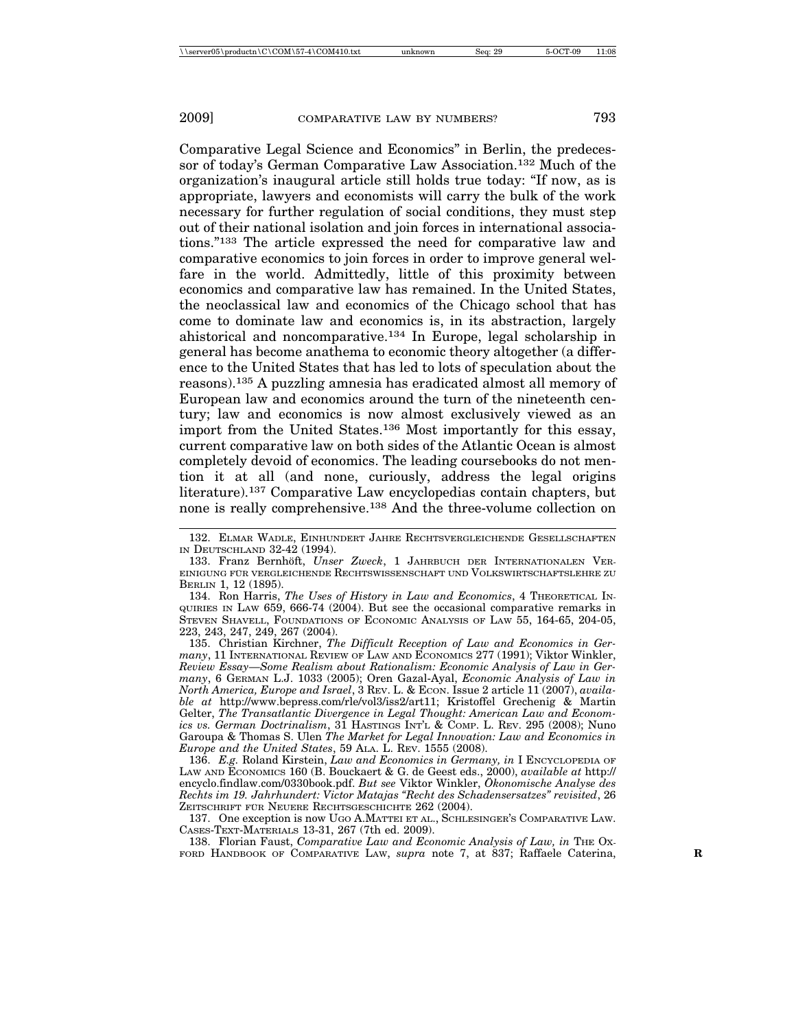Comparative Legal Science and Economics" in Berlin, the predecessor of today's German Comparative Law Association.[132] Much of the organization's inaugural article still holds true today: "If now, as is appropriate, lawyers and economists will carry the bulk of the work necessary for further regulation of social conditions, they must step out of their national isolation and join forces in international associations."[133] The article expressed the need for comparative law and comparative economics to join forces in order to improve general welfare in the world. Admittedly, little of this proximity between economics and comparative law has remained. In the United States, the neoclassical law and economics of the Chicago school that has come to dominate law and economics is, in its abstraction, largely ahistorical and noncomparative.[134] In Europe, legal scholarship in general has become anathema to economic theory altogether (a difference to the United States that has led to lots of speculation about the reasons).[135] A puzzling amnesia has eradicated almost all memory of European law and economics around the turn of the nineteenth century; law and economics is now almost exclusively viewed as an import from the United States.[136] Most importantly for this essay, current comparative law on both sides of the Atlantic Ocean is almost completely devoid of economics. The leading coursebooks do not mention it at all (and none, curiously, address the legal origins literature).[137] Comparative Law encyclopedias contain chapters, but none is really comprehensive.[138] And the three-volume collection on

---

132. ELMAR WADLE, EINHUNDERT JAHRE RECHTSVERGLEICHENDE GESELLSCHAFTEN IN DEUTSCHLAND 32-42 (1994).

133. Franz Bernhöft, *Unser Zweck*, 1 JAHRBUCH DER INTERNATIONALEN VEREINIGUNG FÜR VERGLEICHENDE RECHTSWISSENSCHAFT UND VOLKSWIRTSCHAFTSLEHRE ZU BERLIN 1, 12 (1895).

134. Ron Harris, *The Uses of History in Law and Economics*, 4 THEORETICAL INQUIRIES IN LAW 659, 666-74 (2004). But see the occasional comparative remarks in STEVEN SHAVELL, FOUNDATIONS OF ECONOMIC ANALYSIS OF LAW 55, 164-65, 204-05, 223, 243, 247, 249, 267 (2004).

135. Christian Kirchner, *The Difficult Reception of Law and Economics in Germany*, 11 INTERNATIONAL REVIEW OF LAW AND ECONOMICS 277 (1991); Viktor Winkler, *Review Essay—Some Realism about Rationalism: Economic Analysis of Law in Germany*, 6 GERMAN L.J. 1033 (2005); Oren Gazal-Ayal, *Economic Analysis of Law in North America, Europe and Israel*, 3 REV. L. & ECON. Issue 2 article 11 (2007), *available at* http://www.bepress.com/rle/vol3/iss2/art11; Kristoffel Grechenig & Martin Gelter, *The Transatlantic Divergence in Legal Thought: American Law and Economics vs. German Doctrinalism*, 31 HASTINGS INT'L & COMP. L. REV. 295 (2008); Nuno Garoupa & Thomas S. Ulen *The Market for Legal Innovation: Law and Economics in Europe and the United States*, 59 ALA. L. REV. 1555 (2008).

136. *E.g.* Roland Kirstein, *Law and Economics in Germany, in* I ENCYCLOPEDIA OF LAW AND ECONOMICS 160 (B. Bouckaert & G. de Geest eds., 2000), *available at* http://encyclo.findlaw.com/0330book.pdf. *But see* Viktor Winkler, *Ökonomische Analyse des Rechts im 19. Jahrhundert: Victor Matajas "Recht des Schadensersatzes" revisited*, 26 ZEITSCHRIFT FÜR NEUERE RECHTSGESCHICHTE 262 (2004).

137. One exception is now UGO A.MATTEI ET AL., SCHLESINGER'S COMPARATIVE LAW. CASES-TEXT-MATERIALS 13-31, 267 (7th ed. 2009).

138. Florian Faust, *Comparative Law and Economic Analysis of Law, in* THE OXFORD HANDBOOK OF COMPARATIVE LAW, *supra* note 7, at 837; Raffaele Caterina,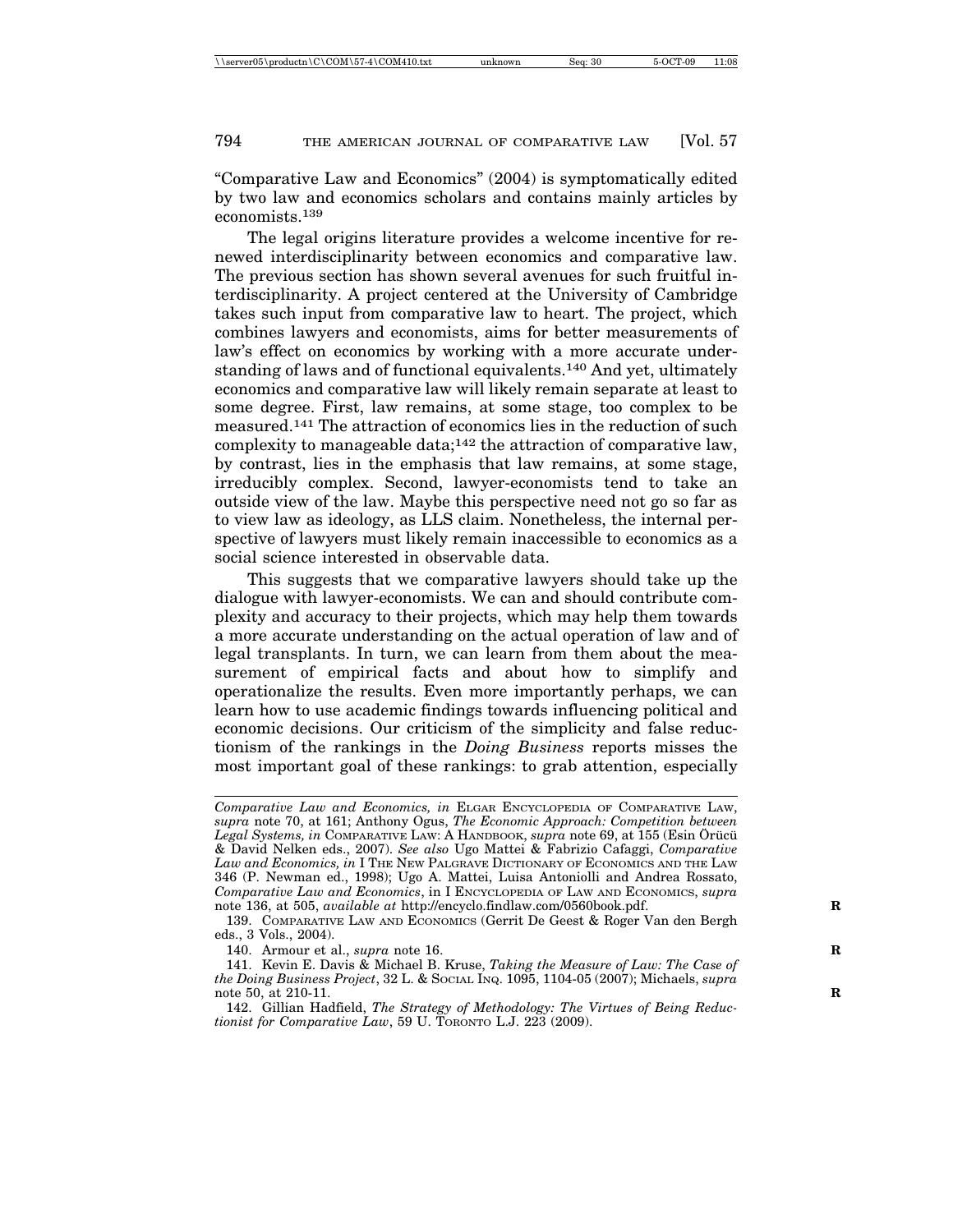"Comparative Law and Economics" (2004) is symptomatically edited by two law and economics scholars and contains mainly articles by economists.[139]

The legal origins literature provides a welcome incentive for renewed interdisciplinarity between economics and comparative law. The previous section has shown several avenues for such fruitful interdisciplinarity. A project centered at the University of Cambridge takes such input from comparative law to heart. The project, which combines lawyers and economists, aims for better measurements of law's effect on economics by working with a more accurate understanding of laws and of functional equivalents.[140] And yet, ultimately economics and comparative law will likely remain separate at least to some degree. First, law remains, at some stage, too complex to be measured.[141] The attraction of economics lies in the reduction of such complexity to manageable data;[142] the attraction of comparative law, by contrast, lies in the emphasis that law remains, at some stage, irreducibly complex. Second, lawyer-economists tend to take an outside view of the law. Maybe this perspective need not go so far as to view law as ideology, as LLS claim. Nonetheless, the internal perspective of lawyers must likely remain inaccessible to economics as a social science interested in observable data.

This suggests that we comparative lawyers should take up the dialogue with lawyer-economists. We can and should contribute complexity and accuracy to their projects, which may help them towards a more accurate understanding on the actual operation of law and of legal transplants. In turn, we can learn from them about the measurement of empirical facts and about how to simplify and operationalize the results. Even more importantly perhaps, we can learn how to use academic findings towards influencing political and economic decisions. Our criticism of the simplicity and false reductionism of the rankings in the *Doing Business* reports misses the most important goal of these rankings: to grab attention, especially

---

*Comparative Law and Economics, in* ELGAR ENCYCLOPEDIA OF COMPARATIVE LAW, *supra* note 70, at 161; Anthony Ogus, *The Economic Approach: Competition between Legal Systems, in* COMPARATIVE LAW: A HANDBOOK, *supra* note 69, at 155 (Esin Örücü & David Nelken eds., 2007). *See also* Ugo Mattei & Fabrizio Cafaggi, *Comparative Law and Economics, in* I THE NEW PALGRAVE DICTIONARY OF ECONOMICS AND THE LAW 346 (P. Newman ed., 1998); Ugo A. Mattei, Luisa Antoniolli and Andrea Rossato, *Comparative Law and Economics*, in I ENCYCLOPEDIA OF LAW AND ECONOMICS, *supra* note 136, at 505, *available at* http://encyclo.findlaw.com/0560book.pdf.

139. COMPARATIVE LAW AND ECONOMICS (Gerrit De Geest & Roger Van den Bergh eds., 3 Vols., 2004).

140. Armour et al., *supra* note 16.

141. Kevin E. Davis & Michael B. Kruse, *Taking the Measure of Law: The Case of the Doing Business Project*, 32 L. & SOCIAL INQ. 1095, 1104-05 (2007); Michaels, *supra* note 50, at 210-11.

142. Gillian Hadfield, *The Strategy of Methodology: The Virtues of Being Reductionist for Comparative Law*, 59 U. TORONTO L.J. 223 (2009).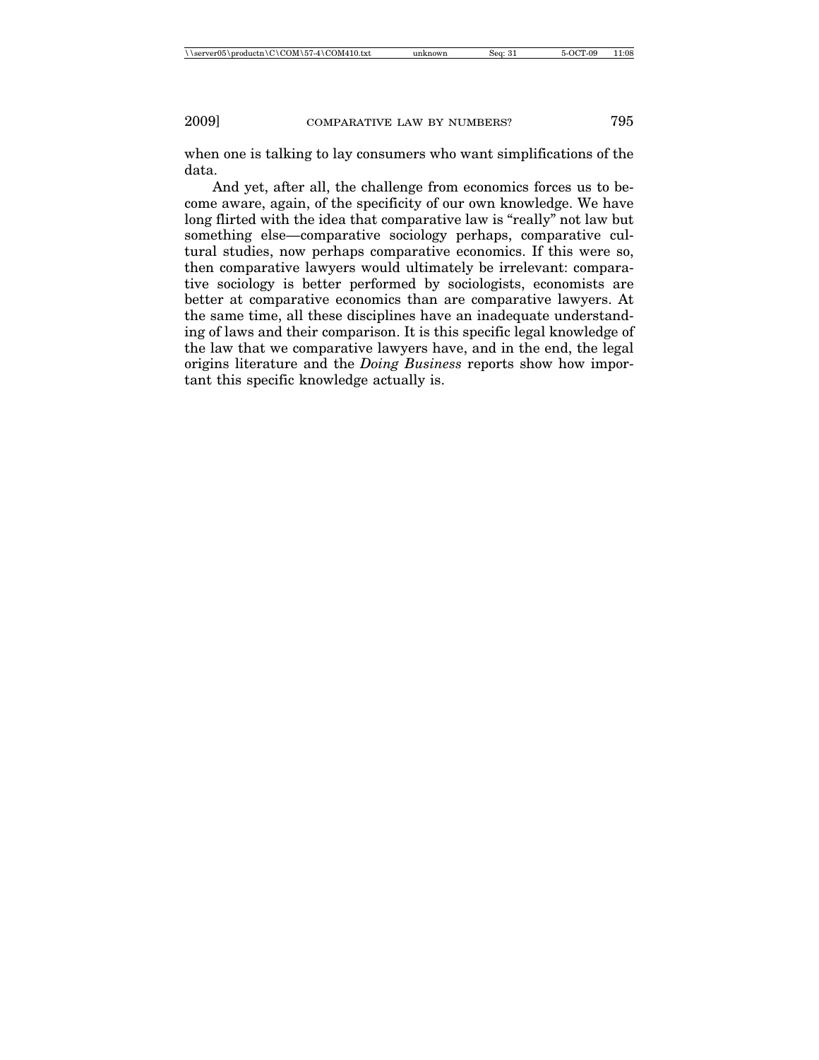when one is talking to lay consumers who want simplifications of the data.

And yet, after all, the challenge from economics forces us to become aware, again, of the specificity of our own knowledge. We have long flirted with the idea that comparative law is "really" not law but something else—comparative sociology perhaps, comparative cultural studies, now perhaps comparative economics. If this were so, then comparative lawyers would ultimately be irrelevant: comparative sociology is better performed by sociologists, economists are better at comparative economics than are comparative lawyers. At the same time, all these disciplines have an inadequate understanding of laws and their comparison. It is this specific legal knowledge of the law that we comparative lawyers have, and in the end, the legal origins literature and the *Doing Business* reports show how important this specific knowledge actually is.